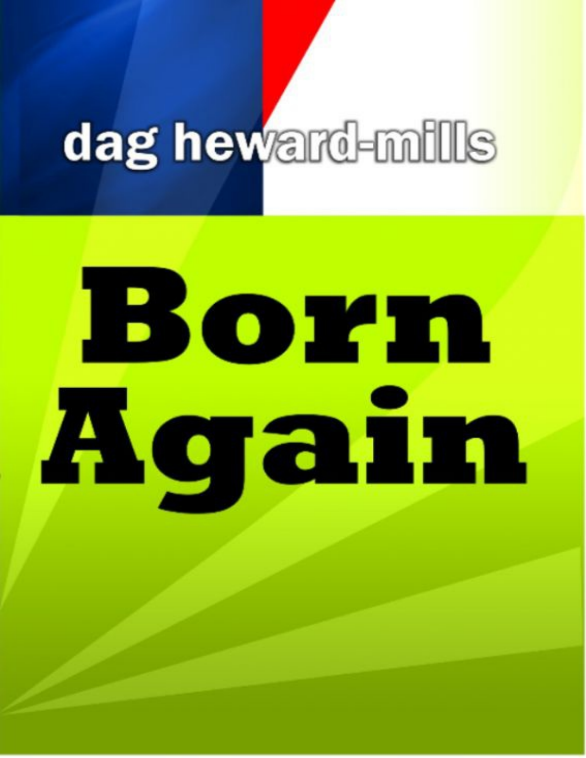dag heward-mills

# Born Again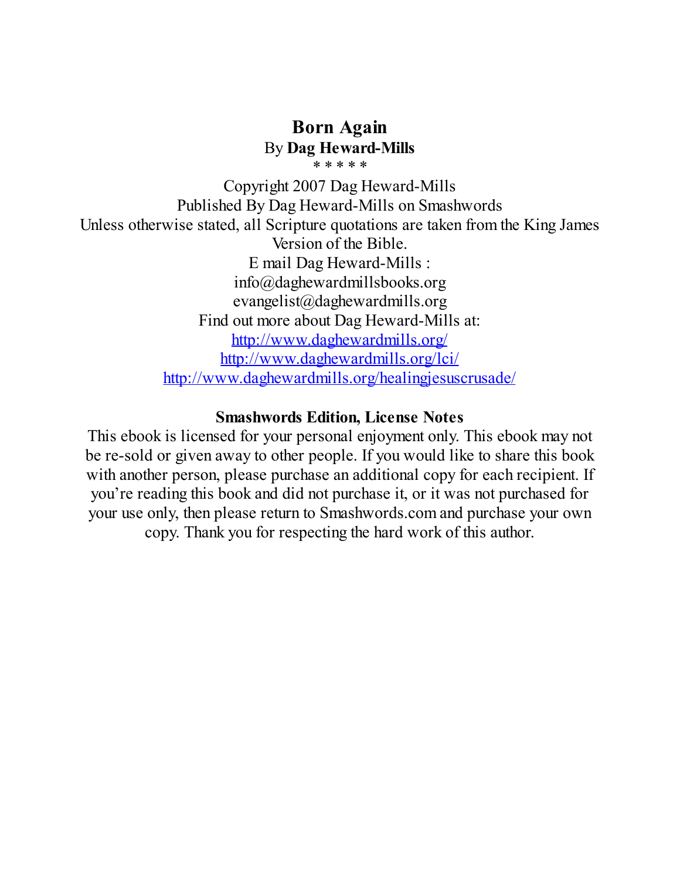# Born Again

By **Dag Heward-Mills**

* * * * *

Copyright 2007 Dag Heward-Mills

Published By Dag Heward-Mills on Smashwords

Unless otherwise stated, all Scripture quotations are taken from the King James Version of the Bible.

E mail Dag Heward-Mills :

info@daghewardmillsbooks.org

evangelist@daghewardmills.org

Find out more about Dag Heward-Mills at:

http://www.daghewardmills.org/

http://www.daghewardmills.org/lci/

http://www.daghewardmills.org/healingjesuscrusade/

**Smashwords Edition, License Notes**

This ebook is licensed for your personal enjoyment only. This ebook may not be re-sold or given away to other people. If you would like to share this book with another person, please purchase an additional copy for each recipient. If you're reading this book and did not purchase it, or it was not purchased for your use only, then please return to Smashwords.com and purchase your own copy. Thank you for respecting the hard work of this author.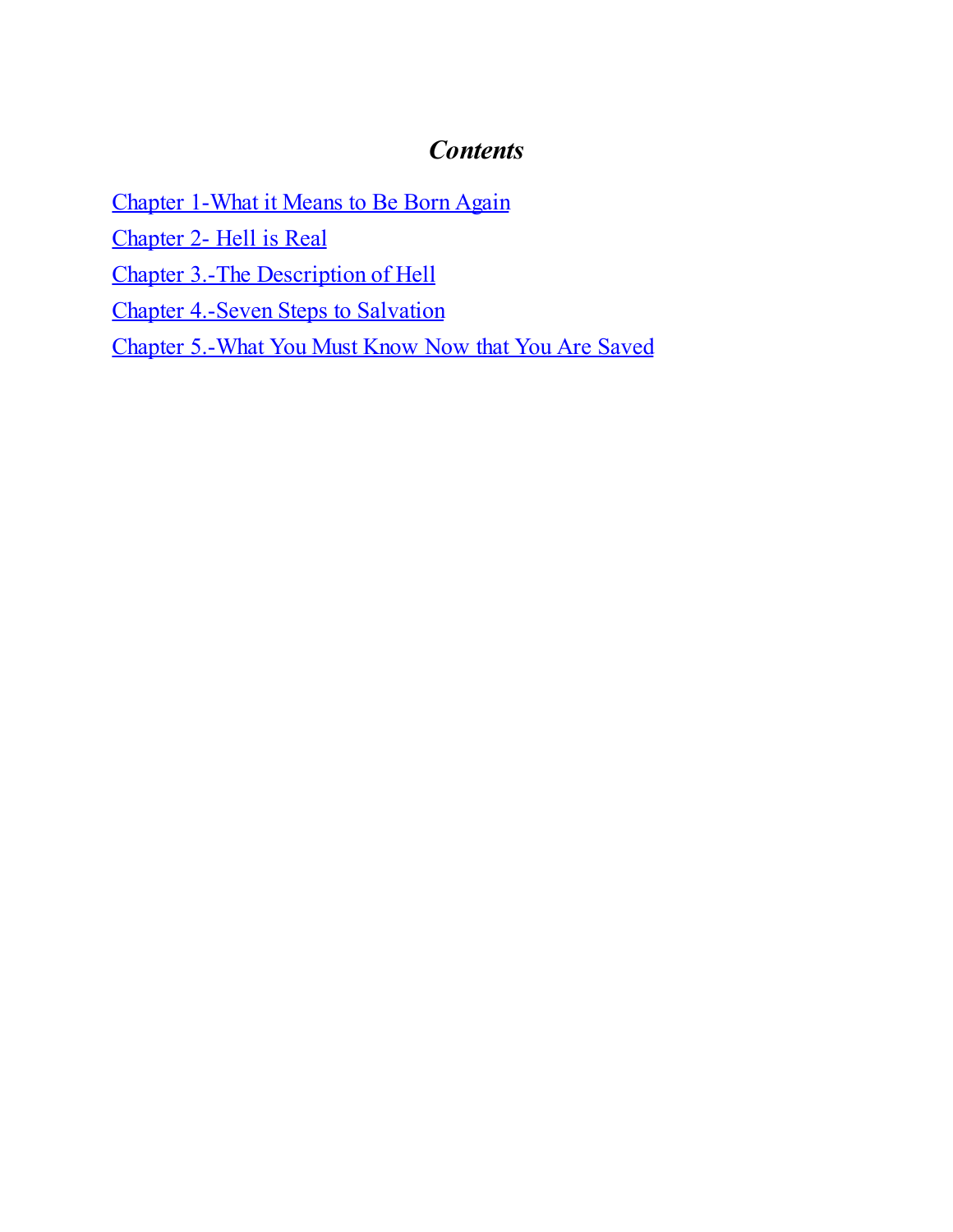## *Contents*

Chapter 1-What it Means to Be Born Again

Chapter 2- Hell is Real

Chapter 3.-The Description of Hell

Chapter 4.-Seven Steps to Salvation

Chapter 5.-What You Must Know Now that You Are Saved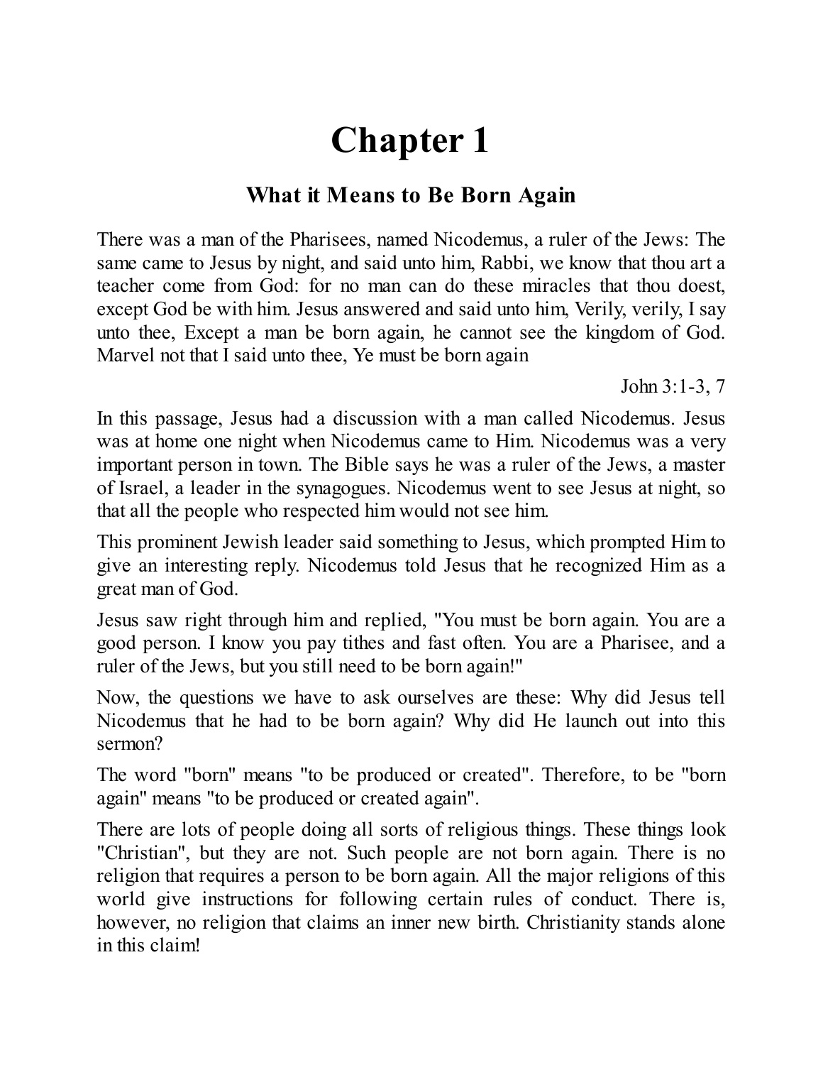# Chapter 1

## What it Means to Be Born Again

There was a man of the Pharisees, named Nicodemus, a ruler of the Jews: The same came to Jesus by night, and said unto him, Rabbi, we know that thou art a teacher come from God: for no man can do these miracles that thou doest, except God be with him. Jesus answered and said unto him, Verily, verily, I say unto thee, Except a man be born again, he cannot see the kingdom of God. Marvel not that I said unto thee, Ye must be born again

John 3:1-3, 7

In this passage, Jesus had a discussion with a man called Nicodemus. Jesus was at home one night when Nicodemus came to Him. Nicodemus was a very important person in town. The Bible says he was a ruler of the Jews, a master of Israel, a leader in the synagogues. Nicodemus went to see Jesus at night, so that all the people who respected him would not see him.

This prominent Jewish leader said something to Jesus, which prompted Him to give an interesting reply. Nicodemus told Jesus that he recognized Him as a great man of God.

Jesus saw right through him and replied, "You must be born again. You are a good person. I know you pay tithes and fast often. You are a Pharisee, and a ruler of the Jews, but you still need to be born again!"

Now, the questions we have to ask ourselves are these: Why did Jesus tell Nicodemus that he had to be born again? Why did He launch out into this sermon?

The word "born" means "to be produced or created". Therefore, to be "born again" means "to be produced or created again".

There are lots of people doing all sorts of religious things. These things look "Christian", but they are not. Such people are not born again. There is no religion that requires a person to be born again. All the major religions of this world give instructions for following certain rules of conduct. There is, however, no religion that claims an inner new birth. Christianity stands alone in this claim!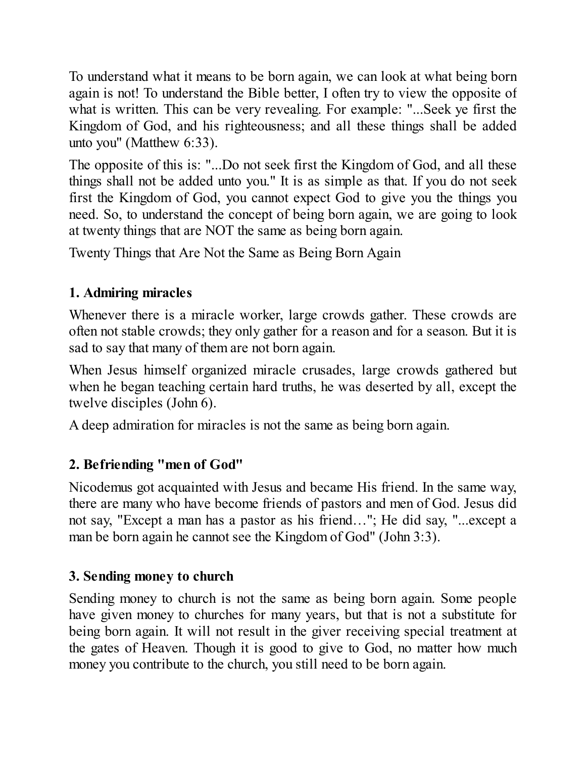To understand what it means to be born again, we can look at what being born again is not! To understand the Bible better, I often try to view the opposite of what is written. This can be very revealing. For example: "...Seek ye first the Kingdom of God, and his righteousness; and all these things shall be added unto you" (Matthew 6:33).

The opposite of this is: "...Do not seek first the Kingdom of God, and all these things shall not be added unto you." It is as simple as that. If you do not seek first the Kingdom of God, you cannot expect God to give you the things you need. So, to understand the concept of being born again, we are going to look at twenty things that are NOT the same as being born again.

Twenty Things that Are Not the Same as Being Born Again

### 1. Admiring miracles

Whenever there is a miracle worker, large crowds gather. These crowds are often not stable crowds; they only gather for a reason and for a season. But it is sad to say that many of them are not born again.

When Jesus himself organized miracle crusades, large crowds gathered but when he began teaching certain hard truths, he was deserted by all, except the twelve disciples (John 6).

A deep admiration for miracles is not the same as being born again.

### 2. Befriending "men of God"

Nicodemus got acquainted with Jesus and became His friend. In the same way, there are many who have become friends of pastors and men of God. Jesus did not say, "Except a man has a pastor as his friend…"; He did say, "...except a man be born again he cannot see the Kingdom of God" (John 3:3).

### 3. Sending money to church

Sending money to church is not the same as being born again. Some people have given money to churches for many years, but that is not a substitute for being born again. It will not result in the giver receiving special treatment at the gates of Heaven. Though it is good to give to God, no matter how much money you contribute to the church, you still need to be born again.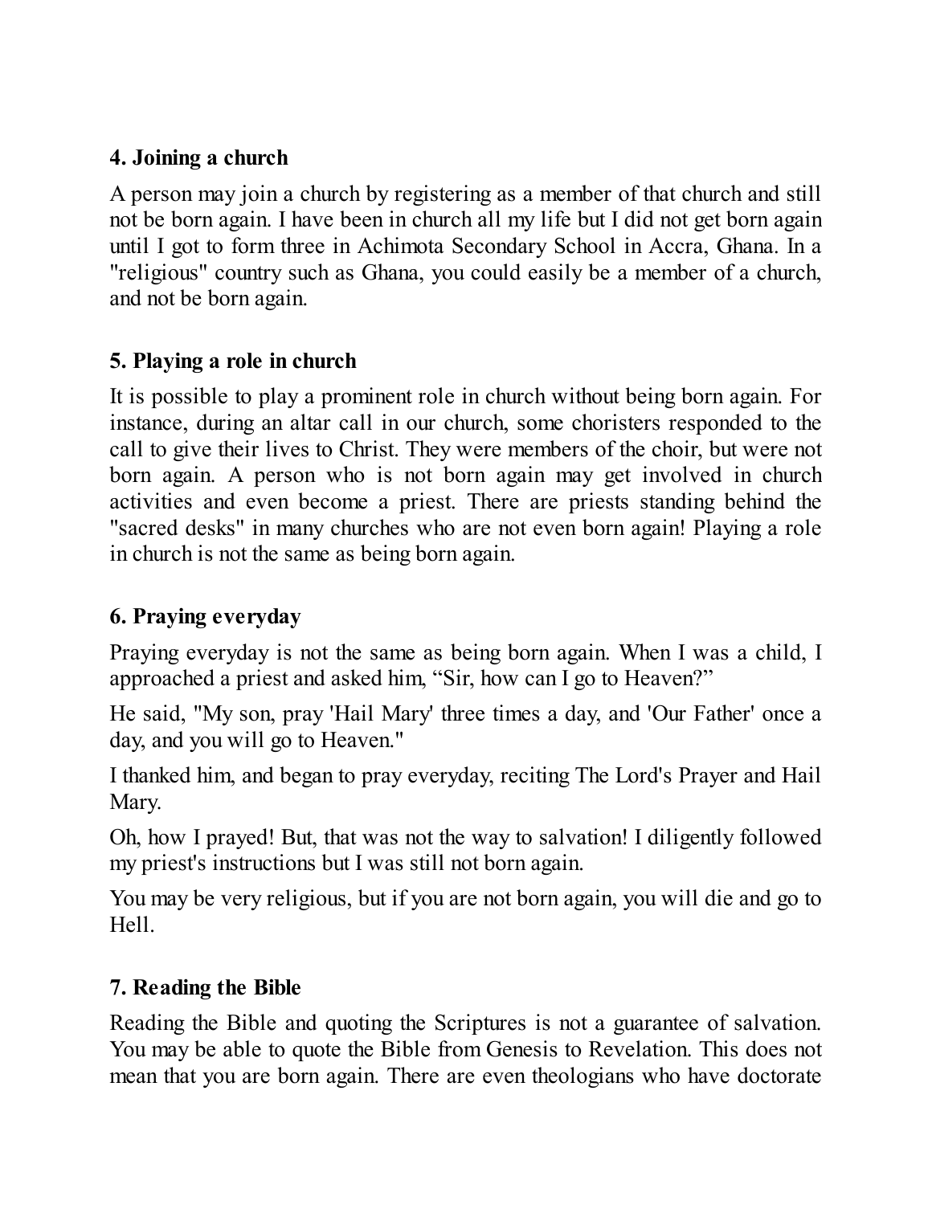### 4. Joining a church

A person may join a church by registering as a member of that church and still not be born again. I have been in church all my life but I did not get born again until I got to form three in Achimota Secondary School in Accra, Ghana. In a "religious" country such as Ghana, you could easily be a member of a church, and not be born again.

### 5. Playing a role in church

It is possible to play a prominent role in church without being born again. For instance, during an altar call in our church, some choristers responded to the call to give their lives to Christ. They were members of the choir, but were not born again. A person who is not born again may get involved in church activities and even become a priest. There are priests standing behind the "sacred desks" in many churches who are not even born again! Playing a role in church is not the same as being born again.

### 6. Praying everyday

Praying everyday is not the same as being born again. When I was a child, I approached a priest and asked him, “Sir, how can I go to Heaven?”

He said, "My son, pray 'Hail Mary' three times a day, and 'Our Father' once a day, and you will go to Heaven."

I thanked him, and began to pray everyday, reciting The Lord's Prayer and Hail Mary.

Oh, how I prayed! But, that was not the way to salvation! I diligently followed my priest's instructions but I was still not born again.

You may be very religious, but if you are not born again, you will die and go to Hell.

### 7. Reading the Bible

Reading the Bible and quoting the Scriptures is not a guarantee of salvation. You may be able to quote the Bible from Genesis to Revelation. This does not mean that you are born again. There are even theologians who have doctorate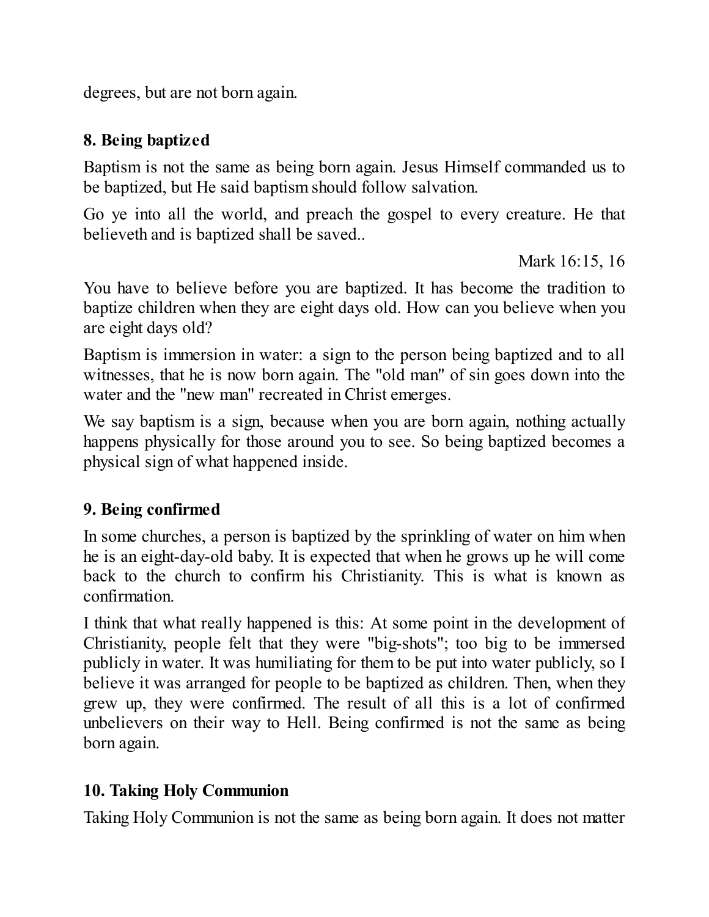degrees, but are not born again.

### 8. Being baptized

Baptism is not the same as being born again. Jesus Himself commanded us to be baptized, but He said baptism should follow salvation.

Go ye into all the world, and preach the gospel to every creature. He that believeth and is baptized shall be saved..

Mark 16:15, 16

You have to believe before you are baptized. It has become the tradition to baptize children when they are eight days old. How can you believe when you are eight days old?

Baptism is immersion in water: a sign to the person being baptized and to all witnesses, that he is now born again. The "old man" of sin goes down into the water and the "new man" recreated in Christ emerges.

We say baptism is a sign, because when you are born again, nothing actually happens physically for those around you to see. So being baptized becomes a physical sign of what happened inside.

### 9. Being confirmed

In some churches, a person is baptized by the sprinkling of water on him when he is an eight-day-old baby. It is expected that when he grows up he will come back to the church to confirm his Christianity. This is what is known as confirmation.

I think that what really happened is this: At some point in the development of Christianity, people felt that they were "big-shots"; too big to be immersed publicly in water. It was humiliating for them to be put into water publicly, so I believe it was arranged for people to be baptized as children. Then, when they grew up, they were confirmed. The result of all this is a lot of confirmed unbelievers on their way to Hell. Being confirmed is not the same as being born again.

### 10. Taking Holy Communion

Taking Holy Communion is not the same as being born again. It does not matter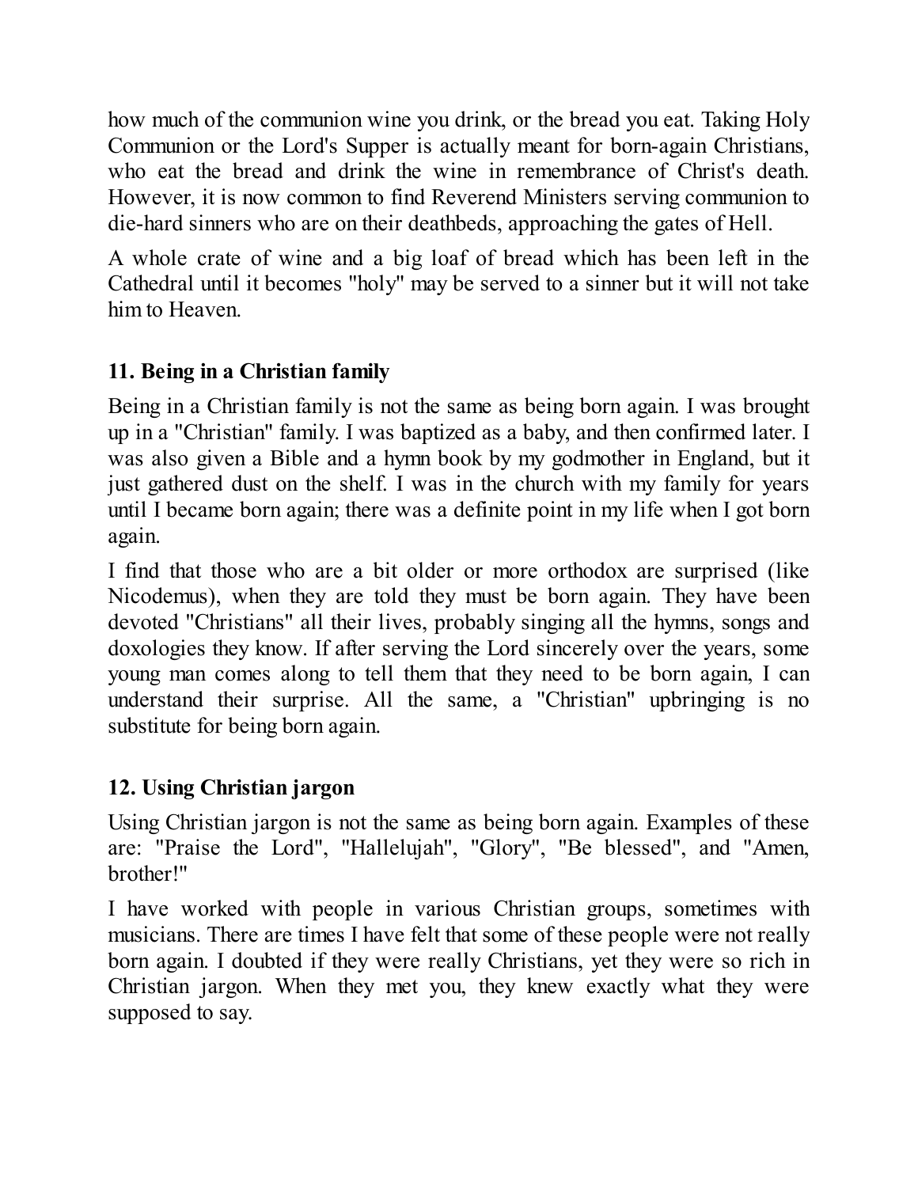how much of the communion wine you drink, or the bread you eat. Taking Holy Communion or the Lord's Supper is actually meant for born-again Christians, who eat the bread and drink the wine in remembrance of Christ's death. However, it is now common to find Reverend Ministers serving communion to die-hard sinners who are on their deathbeds, approaching the gates of Hell.

A whole crate of wine and a big loaf of bread which has been left in the Cathedral until it becomes "holy" may be served to a sinner but it will not take him to Heaven.

### 11. Being in a Christian family

Being in a Christian family is not the same as being born again. I was brought up in a "Christian" family. I was baptized as a baby, and then confirmed later. I was also given a Bible and a hymn book by my godmother in England, but it just gathered dust on the shelf. I was in the church with my family for years until I became born again; there was a definite point in my life when I got born again.

I find that those who are a bit older or more orthodox are surprised (like Nicodemus), when they are told they must be born again. They have been devoted "Christians" all their lives, probably singing all the hymns, songs and doxologies they know. If after serving the Lord sincerely over the years, some young man comes along to tell them that they need to be born again, I can understand their surprise. All the same, a "Christian" upbringing is no substitute for being born again.

### 12. Using Christian jargon

Using Christian jargon is not the same as being born again. Examples of these are: "Praise the Lord", "Hallelujah", "Glory", "Be blessed", and "Amen, brother!"

I have worked with people in various Christian groups, sometimes with musicians. There are times I have felt that some of these people were not really born again. I doubted if they were really Christians, yet they were so rich in Christian jargon. When they met you, they knew exactly what they were supposed to say.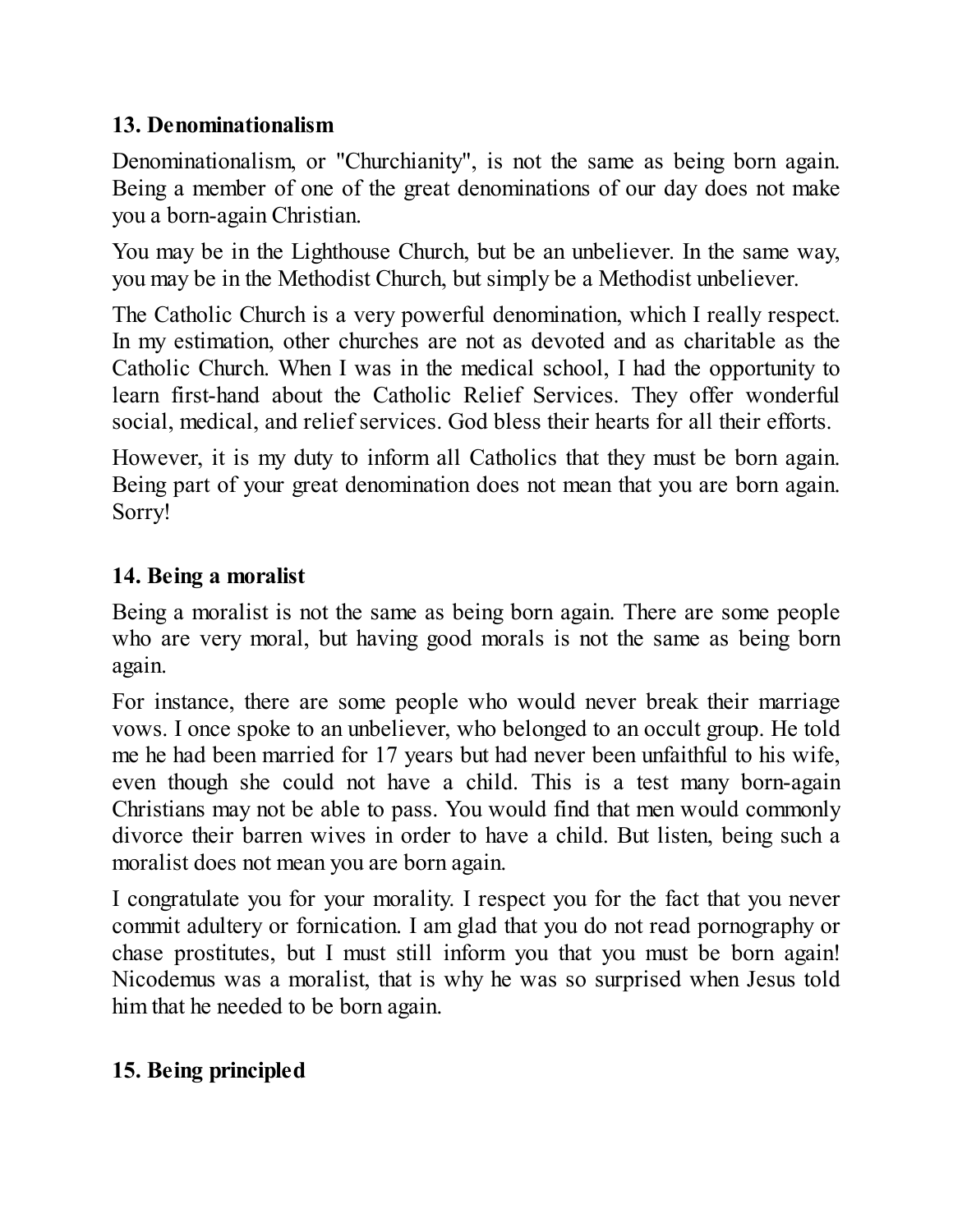### 13. Denominationalism

Denominationalism, or "Churchianity", is not the same as being born again. Being a member of one of the great denominations of our day does not make you a born-again Christian.

You may be in the Lighthouse Church, but be an unbeliever. In the same way, you may be in the Methodist Church, but simply be a Methodist unbeliever.

The Catholic Church is a very powerful denomination, which I really respect. In my estimation, other churches are not as devoted and as charitable as the Catholic Church. When I was in the medical school, I had the opportunity to learn first-hand about the Catholic Relief Services. They offer wonderful social, medical, and relief services. God bless their hearts for all their efforts.

However, it is my duty to inform all Catholics that they must be born again. Being part of your great denomination does not mean that you are born again. Sorry!

### 14. Being a moralist

Being a moralist is not the same as being born again. There are some people who are very moral, but having good morals is not the same as being born again.

For instance, there are some people who would never break their marriage vows. I once spoke to an unbeliever, who belonged to an occult group. He told me he had been married for 17 years but had never been unfaithful to his wife, even though she could not have a child. This is a test many born-again Christians may not be able to pass. You would find that men would commonly divorce their barren wives in order to have a child. But listen, being such a moralist does not mean you are born again.

I congratulate you for your morality. I respect you for the fact that you never commit adultery or fornication. I am glad that you do not read pornography or chase prostitutes, but I must still inform you that you must be born again! Nicodemus was a moralist, that is why he was so surprised when Jesus told him that he needed to be born again.

### 15. Being principled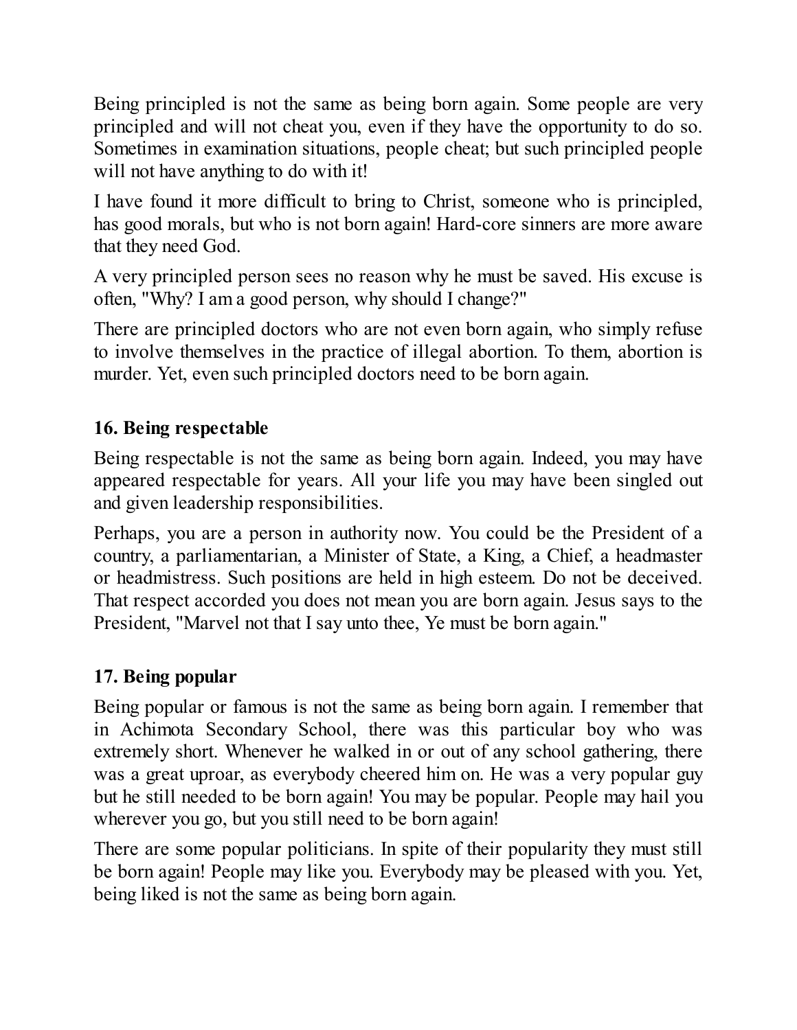Being principled is not the same as being born again. Some people are very principled and will not cheat you, even if they have the opportunity to do so. Sometimes in examination situations, people cheat; but such principled people will not have anything to do with it!

I have found it more difficult to bring to Christ, someone who is principled, has good morals, but who is not born again! Hard-core sinners are more aware that they need God.

A very principled person sees no reason why he must be saved. His excuse is often, "Why? I am a good person, why should I change?"

There are principled doctors who are not even born again, who simply refuse to involve themselves in the practice of illegal abortion. To them, abortion is murder. Yet, even such principled doctors need to be born again.

### 16. Being respectable

Being respectable is not the same as being born again. Indeed, you may have appeared respectable for years. All your life you may have been singled out and given leadership responsibilities.

Perhaps, you are a person in authority now. You could be the President of a country, a parliamentarian, a Minister of State, a King, a Chief, a headmaster or headmistress. Such positions are held in high esteem. Do not be deceived. That respect accorded you does not mean you are born again. Jesus says to the President, "Marvel not that I say unto thee, Ye must be born again."

### 17. Being popular

Being popular or famous is not the same as being born again. I remember that in Achimota Secondary School, there was this particular boy who was extremely short. Whenever he walked in or out of any school gathering, there was a great uproar, as everybody cheered him on. He was a very popular guy but he still needed to be born again! You may be popular. People may hail you wherever you go, but you still need to be born again!

There are some popular politicians. In spite of their popularity they must still be born again! People may like you. Everybody may be pleased with you. Yet, being liked is not the same as being born again.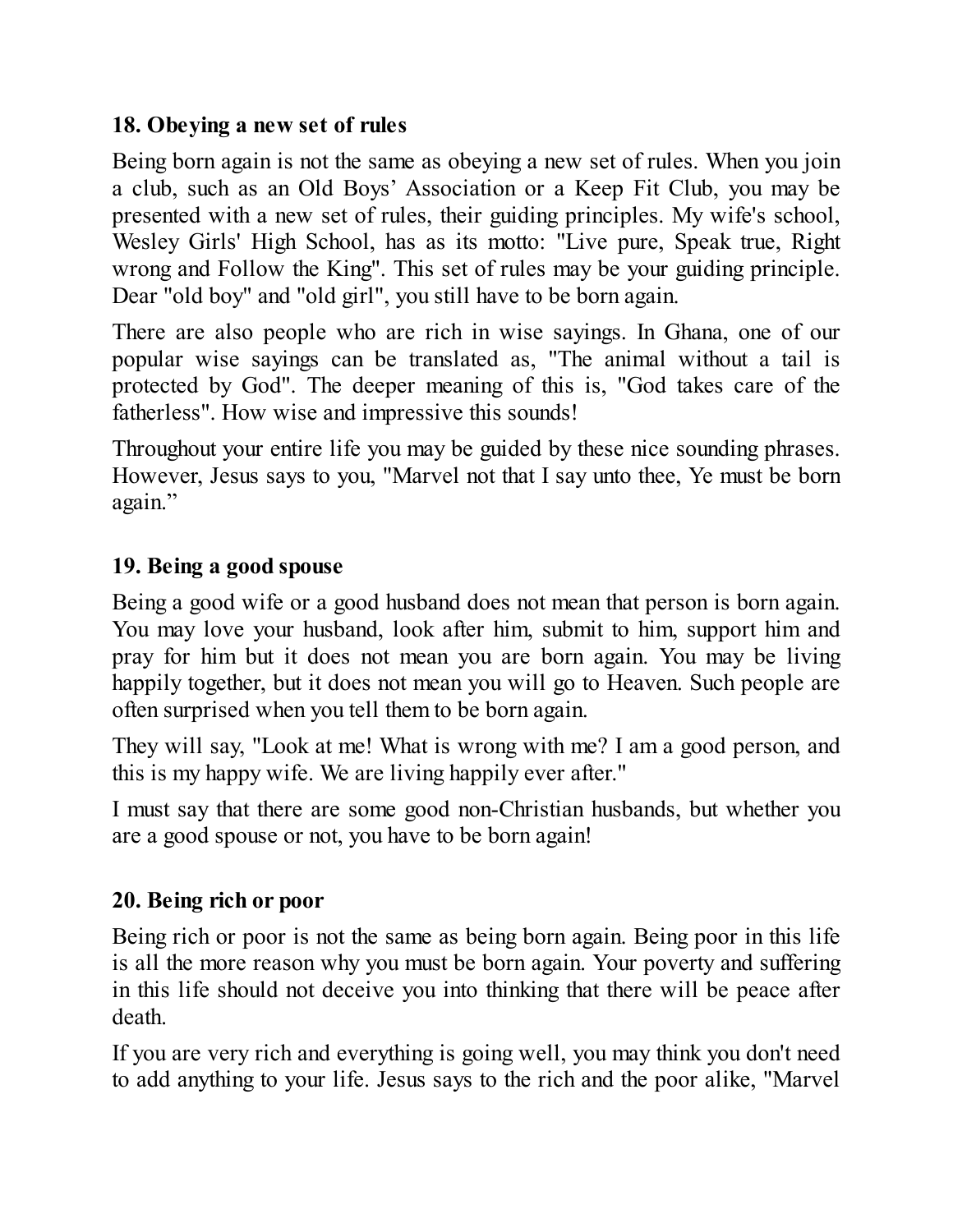### 18. Obeying a new set of rules

Being born again is not the same as obeying a new set of rules. When you join a club, such as an Old Boys' Association or a Keep Fit Club, you may be presented with a new set of rules, their guiding principles. My wife's school, Wesley Girls' High School, has as its motto: "Live pure, Speak true, Right wrong and Follow the King". This set of rules may be your guiding principle. Dear "old boy" and "old girl", you still have to be born again.

There are also people who are rich in wise sayings. In Ghana, one of our popular wise sayings can be translated as, "The animal without a tail is protected by God". The deeper meaning of this is, "God takes care of the fatherless". How wise and impressive this sounds!

Throughout your entire life you may be guided by these nice sounding phrases. However, Jesus says to you, "Marvel not that I say unto thee, Ye must be born again."

### 19. Being a good spouse

Being a good wife or a good husband does not mean that person is born again. You may love your husband, look after him, submit to him, support him and pray for him but it does not mean you are born again. You may be living happily together, but it does not mean you will go to Heaven. Such people are often surprised when you tell them to be born again.

They will say, "Look at me! What is wrong with me? I am a good person, and this is my happy wife. We are living happily ever after."

I must say that there are some good non-Christian husbands, but whether you are a good spouse or not, you have to be born again!

### 20. Being rich or poor

Being rich or poor is not the same as being born again. Being poor in this life is all the more reason why you must be born again. Your poverty and suffering in this life should not deceive you into thinking that there will be peace after death.

If you are very rich and everything is going well, you may think you don't need to add anything to your life. Jesus says to the rich and the poor alike, "Marvel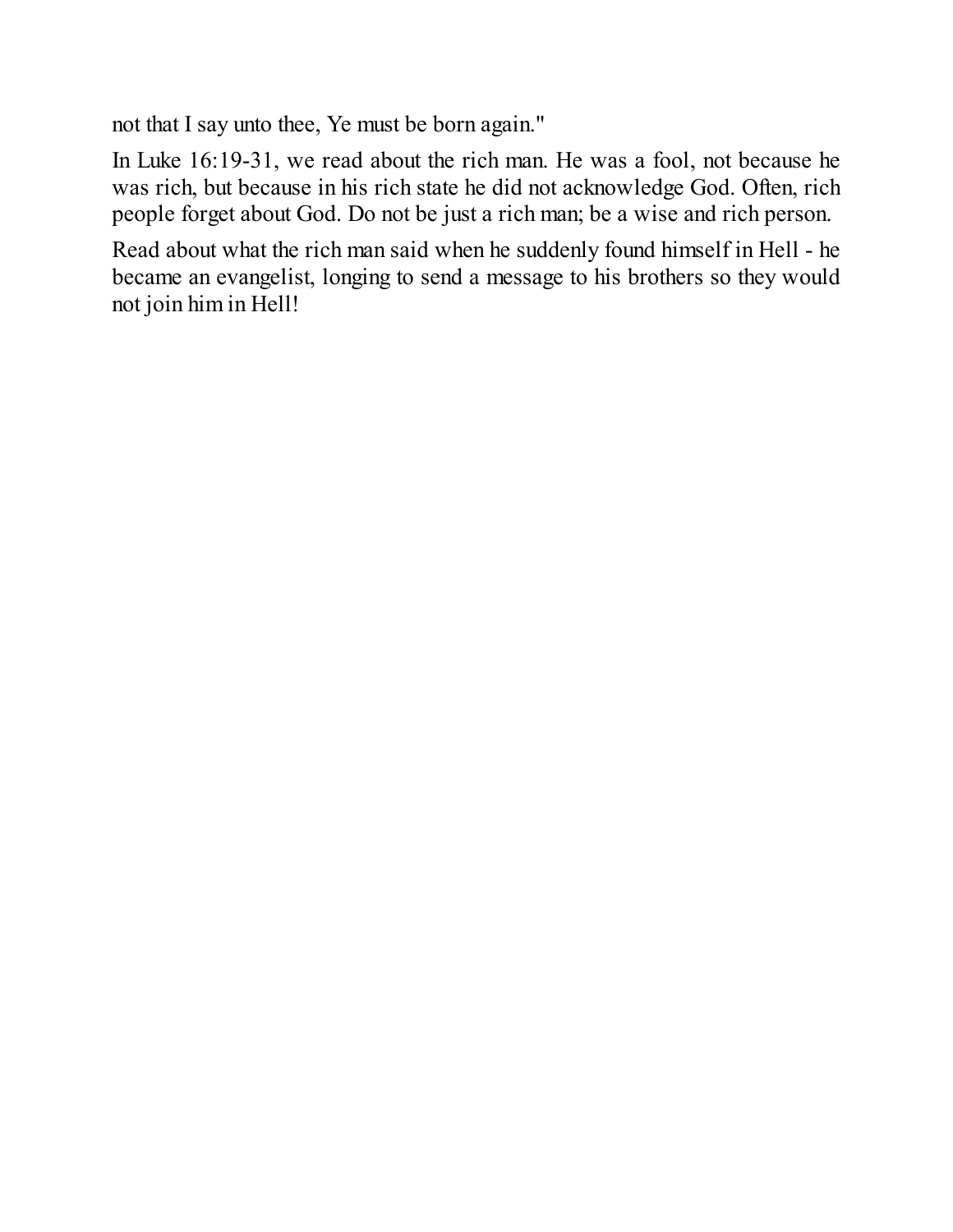not that I say unto thee, Ye must be born again."

In Luke 16:19-31, we read about the rich man. He was a fool, not because he was rich, but because in his rich state he did not acknowledge God. Often, rich people forget about God. Do not be just a rich man; be a wise and rich person.

Read about what the rich man said when he suddenly found himself in Hell - he became an evangelist, longing to send a message to his brothers so they would not join him in Hell!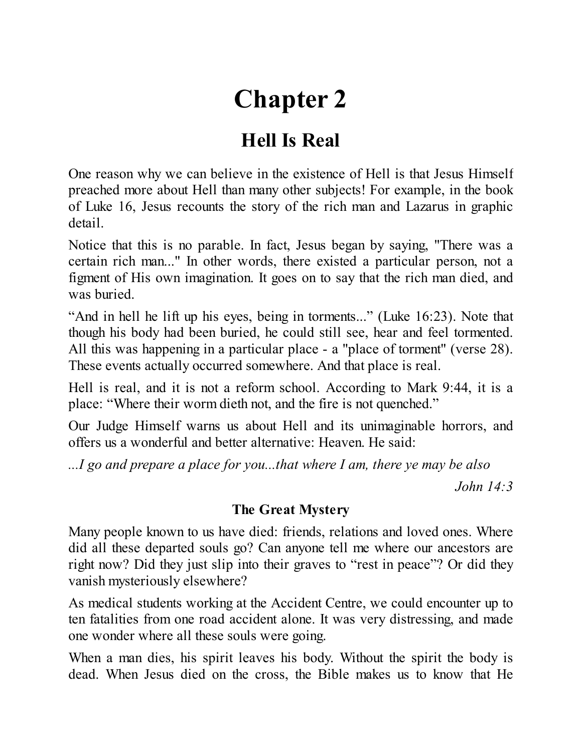# Chapter 2

## Hell Is Real

One reason why we can believe in the existence of Hell is that Jesus Himself preached more about Hell than many other subjects! For example, in the book of Luke 16, Jesus recounts the story of the rich man and Lazarus in graphic detail.

Notice that this is no parable. In fact, Jesus began by saying, "There was a certain rich man..." In other words, there existed a particular person, not a figment of His own imagination. It goes on to say that the rich man died, and was buried.

“And in hell he lift up his eyes, being in torments...” (Luke 16:23). Note that though his body had been buried, he could still see, hear and feel tormented. All this was happening in a particular place - a "place of torment" (verse 28). These events actually occurred somewhere. And that place is real.

Hell is real, and it is not a reform school. According to Mark 9:44, it is a place: “Where their worm dieth not, and the fire is not quenched.”

Our Judge Himself warns us about Hell and its unimaginable horrors, and offers us a wonderful and better alternative: Heaven. He said:

*...I go and prepare a place for you...that where I am, there ye may be also*

*John 14:3*

### The Great Mystery

Many people known to us have died: friends, relations and loved ones. Where did all these departed souls go? Can anyone tell me where our ancestors are right now? Did they just slip into their graves to “rest in peace”? Or did they vanish mysteriously elsewhere?

As medical students working at the Accident Centre, we could encounter up to ten fatalities from one road accident alone. It was very distressing, and made one wonder where all these souls were going.

When a man dies, his spirit leaves his body. Without the spirit the body is dead. When Jesus died on the cross, the Bible makes us to know that He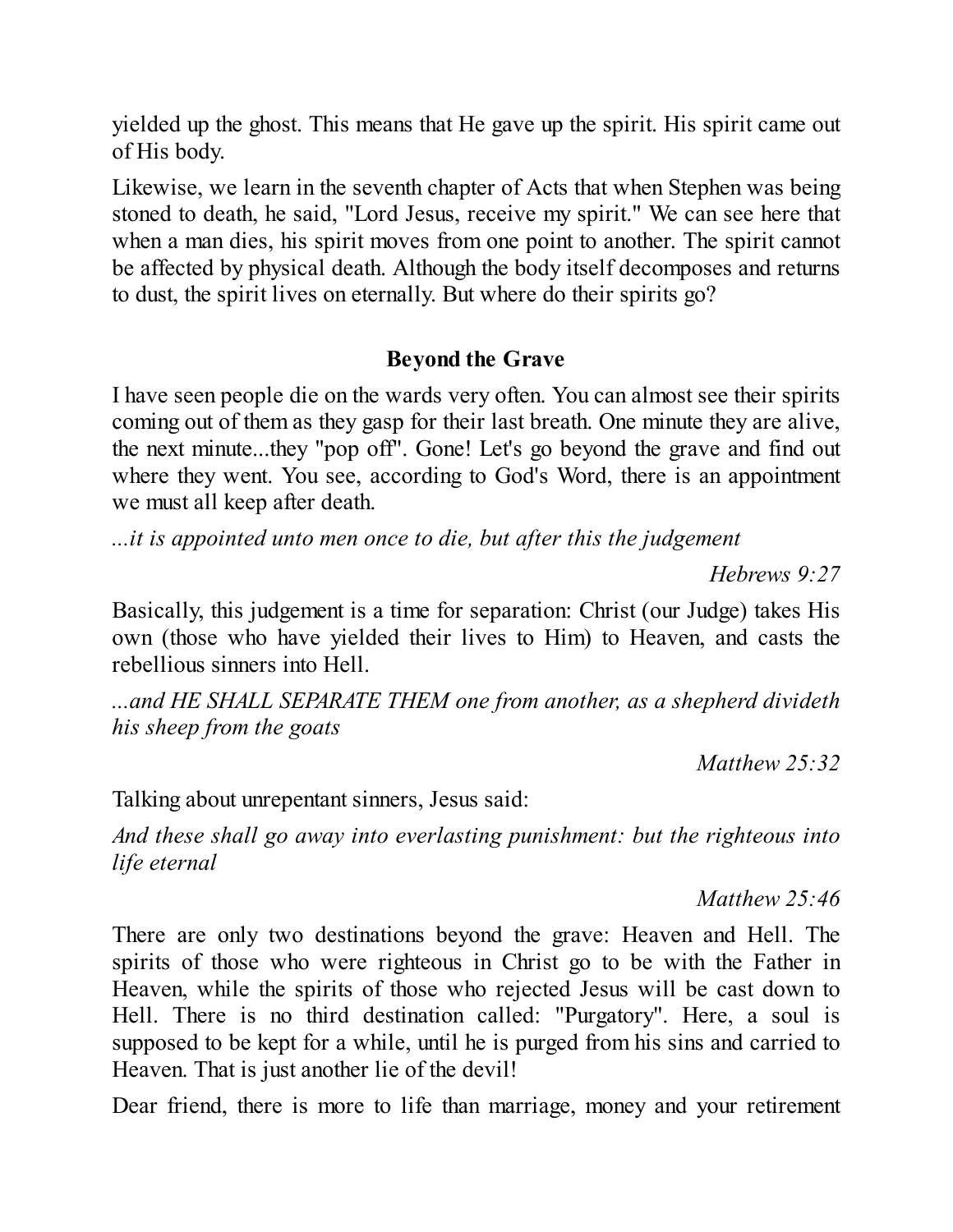yielded up the ghost. This means that He gave up the spirit. His spirit came out of His body.

Likewise, we learn in the seventh chapter of Acts that when Stephen was being stoned to death, he said, "Lord Jesus, receive my spirit." We can see here that when a man dies, his spirit moves from one point to another. The spirit cannot be affected by physical death. Although the body itself decomposes and returns to dust, the spirit lives on eternally. But where do their spirits go?

## Beyond the Grave

I have seen people die on the wards very often. You can almost see their spirits coming out of them as they gasp for their last breath. One minute they are alive, the next minute...they "pop off". Gone! Let's go beyond the grave and find out where they went. You see, according to God's Word, there is an appointment we must all keep after death.

*...it is appointed unto men once to die, but after this the judgement*

*Hebrews 9:27*

Basically, this judgement is a time for separation: Christ (our Judge) takes His own (those who have yielded their lives to Him) to Heaven, and casts the rebellious sinners into Hell.

*...and HE SHALL SEPARATE THEM one from another, as a shepherd divideth his sheep from the goats*

*Matthew 25:32*

Talking about unrepentant sinners, Jesus said:

*And these shall go away into everlasting punishment: but the righteous into life eternal*

*Matthew 25:46*

There are only two destinations beyond the grave: Heaven and Hell. The spirits of those who were righteous in Christ go to be with the Father in Heaven, while the spirits of those who rejected Jesus will be cast down to Hell. There is no third destination called: "Purgatory". Here, a soul is supposed to be kept for a while, until he is purged from his sins and carried to Heaven. That is just another lie of the devil!

Dear friend, there is more to life than marriage, money and your retirement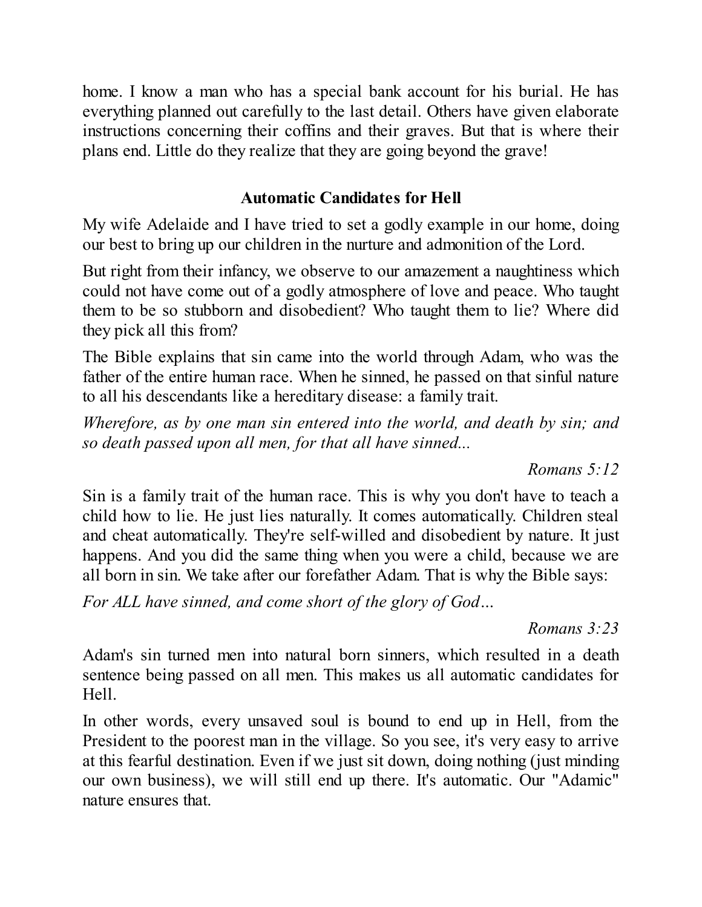home. I know a man who has a special bank account for his burial. He has everything planned out carefully to the last detail. Others have given elaborate instructions concerning their coffins and their graves. But that is where their plans end. Little do they realize that they are going beyond the grave!

## Automatic Candidates for Hell

My wife Adelaide and I have tried to set a godly example in our home, doing our best to bring up our children in the nurture and admonition of the Lord.

But right from their infancy, we observe to our amazement a naughtiness which could not have come out of a godly atmosphere of love and peace. Who taught them to be so stubborn and disobedient? Who taught them to lie? Where did they pick all this from?

The Bible explains that sin came into the world through Adam, who was the father of the entire human race. When he sinned, he passed on that sinful nature to all his descendants like a hereditary disease: a family trait.

*Wherefore, as by one man sin entered into the world, and death by sin; and so death passed upon all men, for that all have sinned...*

*Romans 5:12*

Sin is a family trait of the human race. This is why you don't have to teach a child how to lie. He just lies naturally. It comes automatically. Children steal and cheat automatically. They're self-willed and disobedient by nature. It just happens. And you did the same thing when you were a child, because we are all born in sin. We take after our forefather Adam. That is why the Bible says:

*For ALL have sinned, and come short of the glory of God...*

*Romans 3:23*

Adam's sin turned men into natural born sinners, which resulted in a death sentence being passed on all men. This makes us all automatic candidates for Hell.

In other words, every unsaved soul is bound to end up in Hell, from the President to the poorest man in the village. So you see, it's very easy to arrive at this fearful destination. Even if we just sit down, doing nothing (just minding our own business), we will still end up there. It's automatic. Our "Adamic" nature ensures that.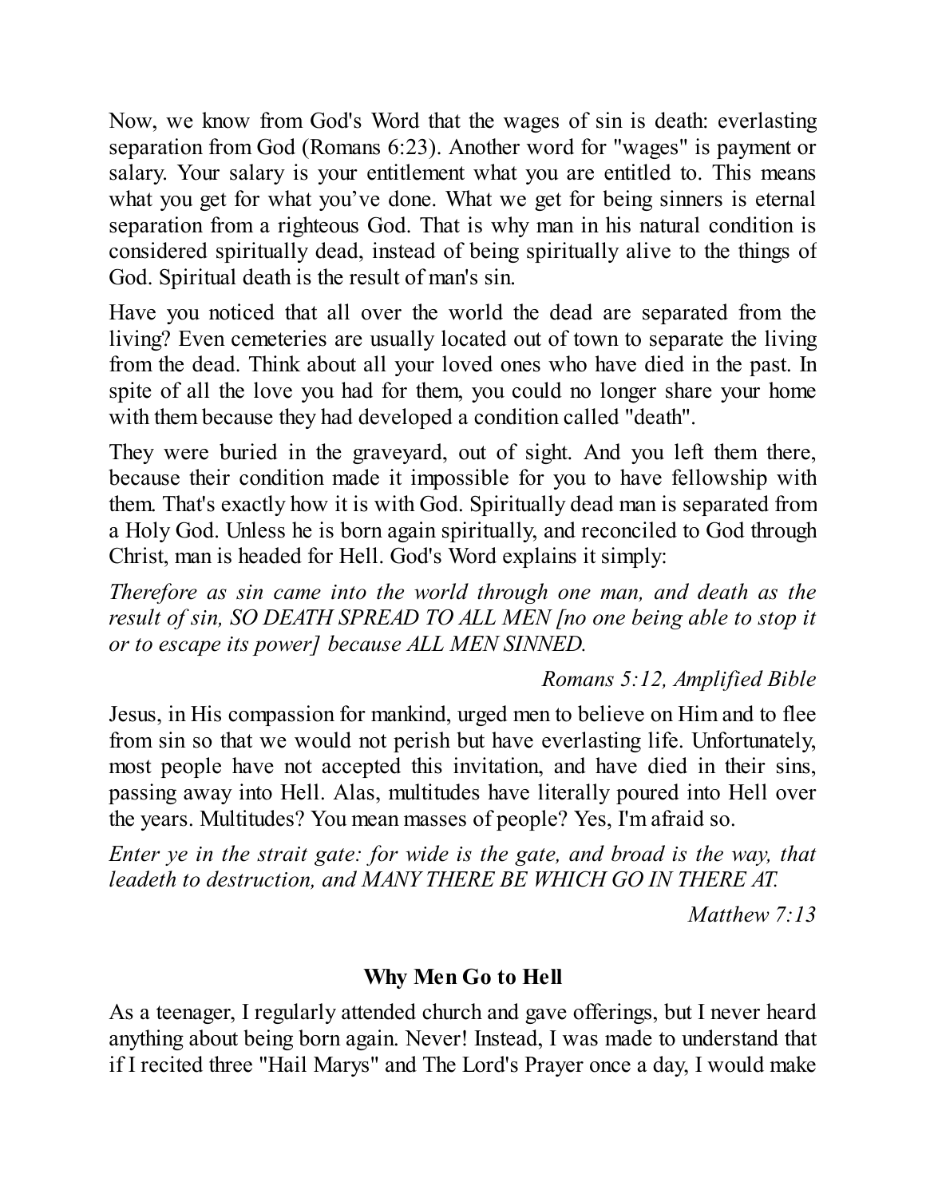Now, we know from God's Word that the wages of sin is death: everlasting separation from God (Romans 6:23). Another word for "wages" is payment or salary. Your salary is your entitlement what you are entitled to. This means what you get for what you've done. What we get for being sinners is eternal separation from a righteous God. That is why man in his natural condition is considered spiritually dead, instead of being spiritually alive to the things of God. Spiritual death is the result of man's sin.

Have you noticed that all over the world the dead are separated from the living? Even cemeteries are usually located out of town to separate the living from the dead. Think about all your loved ones who have died in the past. In spite of all the love you had for them, you could no longer share your home with them because they had developed a condition called "death".

They were buried in the graveyard, out of sight. And you left them there, because their condition made it impossible for you to have fellowship with them. That's exactly how it is with God. Spiritually dead man is separated from a Holy God. Unless he is born again spiritually, and reconciled to God through Christ, man is headed for Hell. God's Word explains it simply:

*Therefore as sin came into the world through one man, and death as the result of sin, SO DEATH SPREAD TO ALL MEN [no one being able to stop it or to escape its power] because ALL MEN SINNED.*

*Romans 5:12, Amplified Bible*

Jesus, in His compassion for mankind, urged men to believe on Him and to flee from sin so that we would not perish but have everlasting life. Unfortunately, most people have not accepted this invitation, and have died in their sins, passing away into Hell. Alas, multitudes have literally poured into Hell over the years. Multitudes? You mean masses of people? Yes, I'm afraid so.

*Enter ye in the strait gate: for wide is the gate, and broad is the way, that leadeth to destruction, and MANY THERE BE WHICH GO IN THERE AT.*

*Matthew 7:13*

### Why Men Go to Hell

As a teenager, I regularly attended church and gave offerings, but I never heard anything about being born again. Never! Instead, I was made to understand that if I recited three "Hail Marys" and The Lord's Prayer once a day, I would make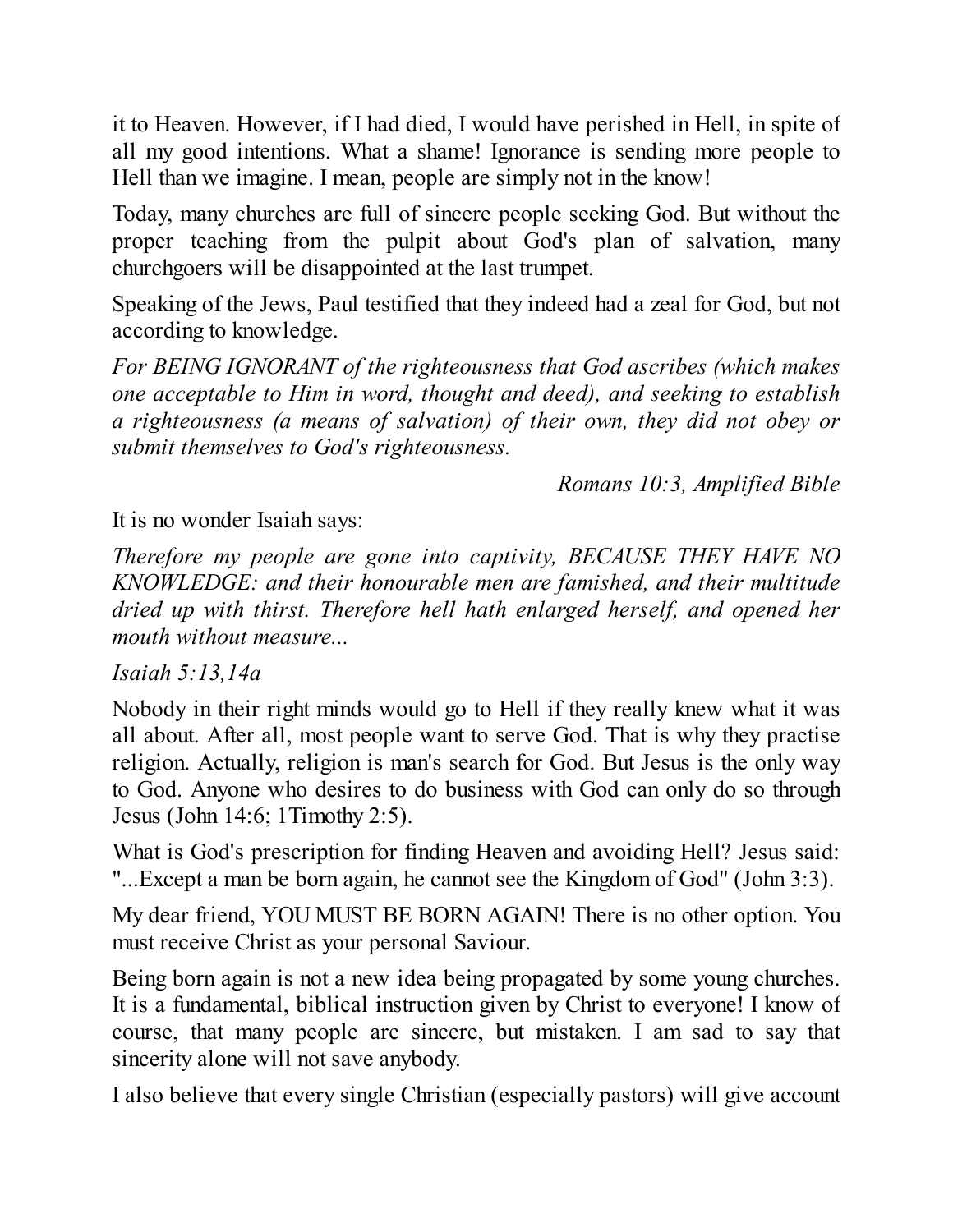it to Heaven. However, if I had died, I would have perished in Hell, in spite of all my good intentions. What a shame! Ignorance is sending more people to Hell than we imagine. I mean, people are simply not in the know!

Today, many churches are full of sincere people seeking God. But without the proper teaching from the pulpit about God's plan of salvation, many churchgoers will be disappointed at the last trumpet.

Speaking of the Jews, Paul testified that they indeed had a zeal for God, but not according to knowledge.

*For BEING IGNORANT of the righteousness that God ascribes (which makes one acceptable to Him in word, thought and deed), and seeking to establish a righteousness (a means of salvation) of their own, they did not obey or submit themselves to God's righteousness.*

*Romans 10:3, Amplified Bible*

It is no wonder Isaiah says:

*Therefore my people are gone into captivity, BECAUSE THEY HAVE NO KNOWLEDGE: and their honourable men are famished, and their multitude dried up with thirst. Therefore hell hath enlarged herself, and opened her mouth without measure...*

*Isaiah 5:13,14a*

Nobody in their right minds would go to Hell if they really knew what it was all about. After all, most people want to serve God. That is why they practise religion. Actually, religion is man's search for God. But Jesus is the only way to God. Anyone who desires to do business with God can only do so through Jesus (John 14:6; 1Timothy 2:5).

What is God's prescription for finding Heaven and avoiding Hell? Jesus said: "...Except a man be born again, he cannot see the Kingdom of God" (John 3:3).

My dear friend, YOU MUST BE BORN AGAIN! There is no other option. You must receive Christ as your personal Saviour.

Being born again is not a new idea being propagated by some young churches. It is a fundamental, biblical instruction given by Christ to everyone! I know of course, that many people are sincere, but mistaken. I am sad to say that sincerity alone will not save anybody.

I also believe that every single Christian (especially pastors) will give account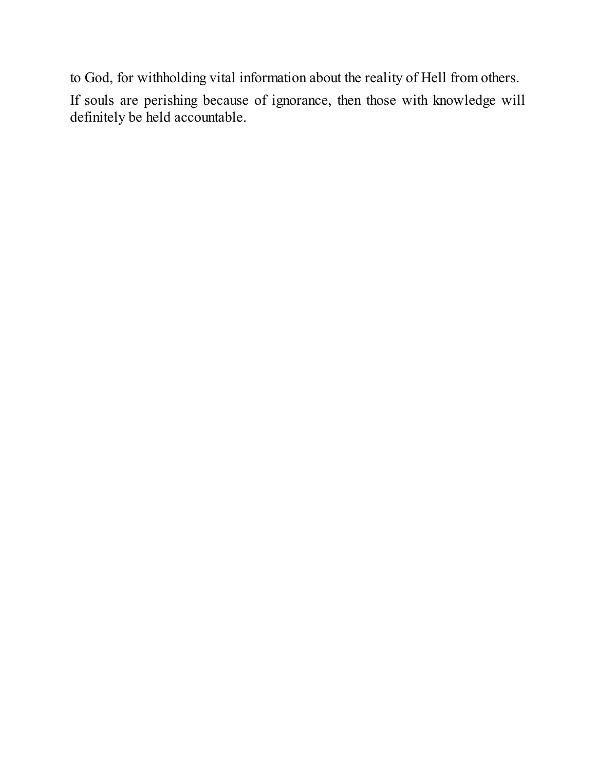to God, for withholding vital information about the reality of Hell from others.

If souls are perishing because of ignorance, then those with knowledge will definitely be held accountable.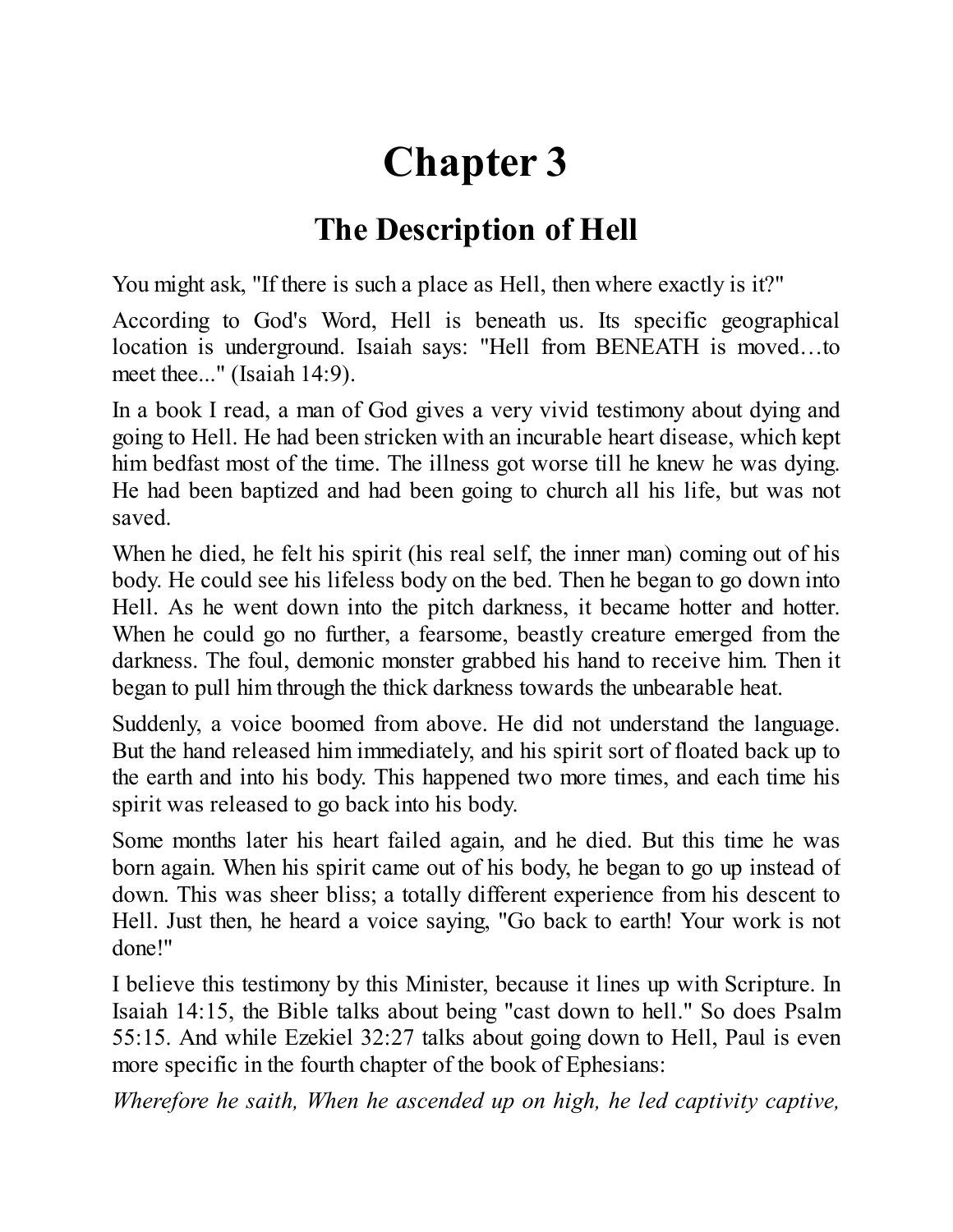# Chapter 3

## The Description of Hell

You might ask, "If there is such a place as Hell, then where exactly is it?"

According to God's Word, Hell is beneath us. Its specific geographical location is underground. Isaiah says: "Hell from BENEATH is moved…to meet thee..." (Isaiah 14:9).

In a book I read, a man of God gives a very vivid testimony about dying and going to Hell. He had been stricken with an incurable heart disease, which kept him bedfast most of the time. The illness got worse till he knew he was dying. He had been baptized and had been going to church all his life, but was not saved.

When he died, he felt his spirit (his real self, the inner man) coming out of his body. He could see his lifeless body on the bed. Then he began to go down into Hell. As he went down into the pitch darkness, it became hotter and hotter. When he could go no further, a fearsome, beastly creature emerged from the darkness. The foul, demonic monster grabbed his hand to receive him. Then it began to pull him through the thick darkness towards the unbearable heat.

Suddenly, a voice boomed from above. He did not understand the language. But the hand released him immediately, and his spirit sort of floated back up to the earth and into his body. This happened two more times, and each time his spirit was released to go back into his body.

Some months later his heart failed again, and he died. But this time he was born again. When his spirit came out of his body, he began to go up instead of down. This was sheer bliss; a totally different experience from his descent to Hell. Just then, he heard a voice saying, "Go back to earth! Your work is not done!"

I believe this testimony by this Minister, because it lines up with Scripture. In Isaiah 14:15, the Bible talks about being "cast down to hell." So does Psalm 55:15. And while Ezekiel 32:27 talks about going down to Hell, Paul is even more specific in the fourth chapter of the book of Ephesians:

*Wherefore he saith, When he ascended up on high, he led captivity captive,*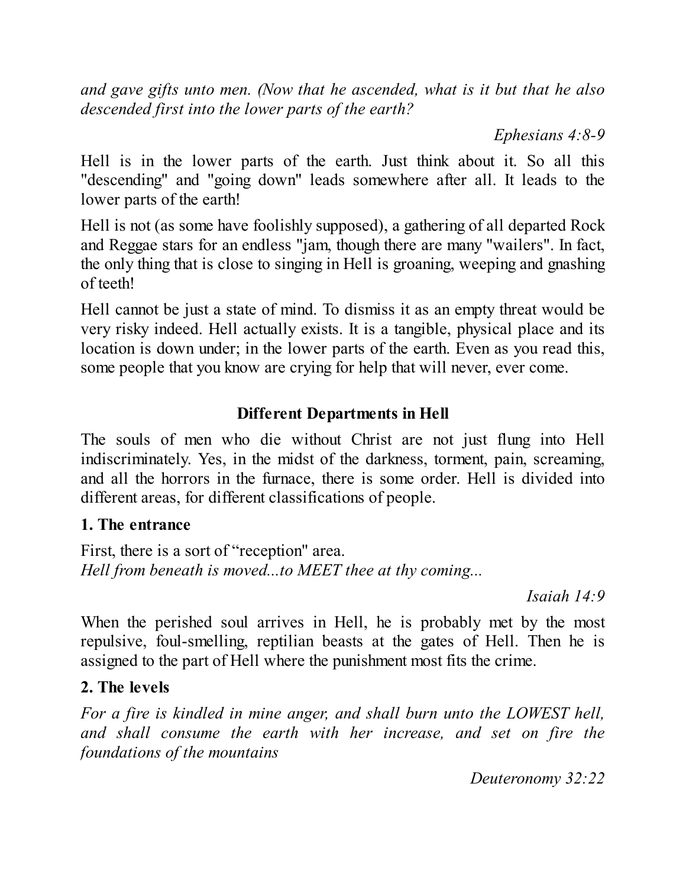*and gave gifts unto men. (Now that he ascended, what is it but that he also descended first into the lower parts of the earth?*

*Ephesians 4:8-9*

Hell is in the lower parts of the earth. Just think about it. So all this "descending" and "going down" leads somewhere after all. It leads to the lower parts of the earth!

Hell is not (as some have foolishly supposed), a gathering of all departed Rock and Reggae stars for an endless "jam, though there are many "wailers". In fact, the only thing that is close to singing in Hell is groaning, weeping and gnashing of teeth!

Hell cannot be just a state of mind. To dismiss it as an empty threat would be very risky indeed. Hell actually exists. It is a tangible, physical place and its location is down under; in the lower parts of the earth. Even as you read this, some people that you know are crying for help that will never, ever come.

## Different Departments in Hell

The souls of men who die without Christ are not just flung into Hell indiscriminately. Yes, in the midst of the darkness, torment, pain, screaming, and all the horrors in the furnace, there is some order. Hell is divided into different areas, for different classifications of people.

### 1. The entrance

First, there is a sort of "reception" area.
*Hell from beneath is moved...to MEET thee at thy coming...*

*Isaiah 14:9*

When the perished soul arrives in Hell, he is probably met by the most repulsive, foul-smelling, reptilian beasts at the gates of Hell. Then he is assigned to the part of Hell where the punishment most fits the crime.

### 2. The levels

*For a fire is kindled in mine anger, and shall burn unto the LOWEST hell, and shall consume the earth with her increase, and set on fire the foundations of the mountains*

*Deuteronomy 32:22*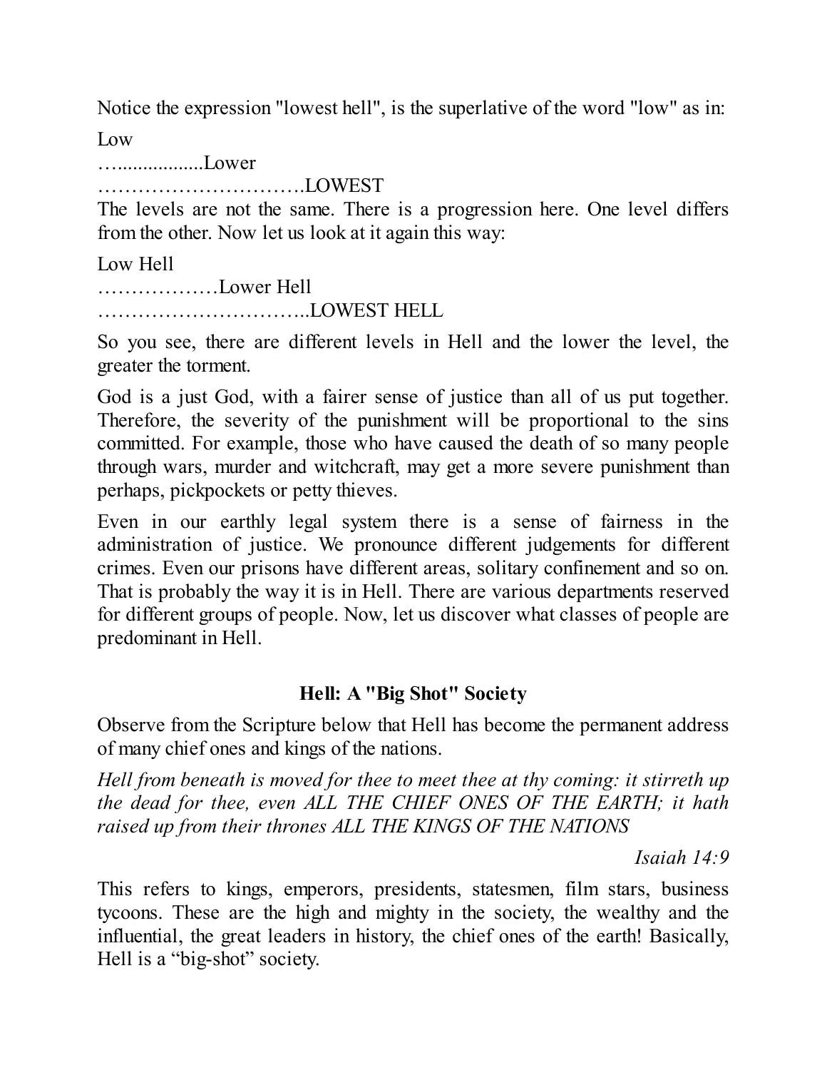Notice the expression "lowest hell", is the superlative of the word "low" as in:

Low

…................Lower

………………………….LOWEST

The levels are not the same. There is a progression here. One level differs from the other. Now let us look at it again this way:

Low Hell

………………Lower Hell

…………………………..LOWEST HELL

So you see, there are different levels in Hell and the lower the level, the greater the torment.

God is a just God, with a fairer sense of justice than all of us put together. Therefore, the severity of the punishment will be proportional to the sins committed. For example, those who have caused the death of so many people through wars, murder and witchcraft, may get a more severe punishment than perhaps, pickpockets or petty thieves.

Even in our earthly legal system there is a sense of fairness in the administration of justice. We pronounce different judgements for different crimes. Even our prisons have different areas, solitary confinement and so on. That is probably the way it is in Hell. There are various departments reserved for different groups of people. Now, let us discover what classes of people are predominant in Hell.

### Hell: A "Big Shot" Society

Observe from the Scripture below that Hell has become the permanent address of many chief ones and kings of the nations.

*Hell from beneath is moved for thee to meet thee at thy coming: it stirreth up the dead for thee, even ALL THE CHIEF ONES OF THE EARTH; it hath raised up from their thrones ALL THE KINGS OF THE NATIONS*

*Isaiah 14:9*

This refers to kings, emperors, presidents, statesmen, film stars, business tycoons. These are the high and mighty in the society, the wealthy and the influential, the great leaders in history, the chief ones of the earth! Basically, Hell is a “big-shot” society.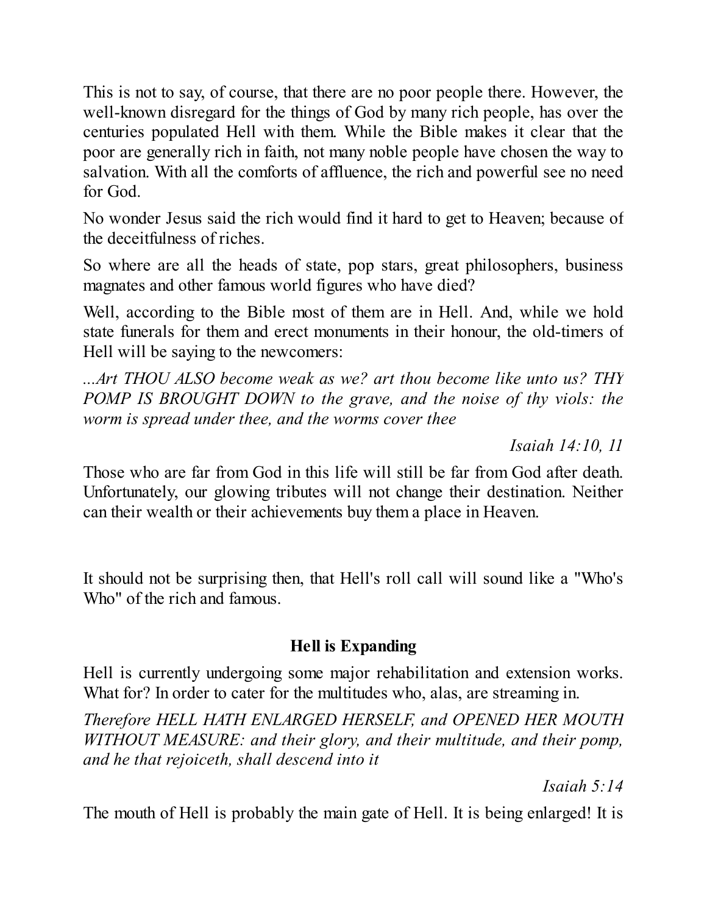This is not to say, of course, that there are no poor people there. However, the well-known disregard for the things of God by many rich people, has over the centuries populated Hell with them. While the Bible makes it clear that the poor are generally rich in faith, not many noble people have chosen the way to salvation. With all the comforts of affluence, the rich and powerful see no need for God.

No wonder Jesus said the rich would find it hard to get to Heaven; because of the deceitfulness of riches.

So where are all the heads of state, pop stars, great philosophers, business magnates and other famous world figures who have died?

Well, according to the Bible most of them are in Hell. And, while we hold state funerals for them and erect monuments in their honour, the old-timers of Hell will be saying to the newcomers:

*...Art THOU ALSO become weak as we? art thou become like unto us? THY POMP IS BROUGHT DOWN to the grave, and the noise of thy viols: the worm is spread under thee, and the worms cover thee*

*Isaiah 14:10, 11*

Those who are far from God in this life will still be far from God after death. Unfortunately, our glowing tributes will not change their destination. Neither can their wealth or their achievements buy them a place in Heaven.

It should not be surprising then, that Hell's roll call will sound like a "Who's Who" of the rich and famous.

## Hell is Expanding

Hell is currently undergoing some major rehabilitation and extension works. What for? In order to cater for the multitudes who, alas, are streaming in.

*Therefore HELL HATH ENLARGED HERSELF, and OPENED HER MOUTH WITHOUT MEASURE: and their glory, and their multitude, and their pomp, and he that rejoiceth, shall descend into it*

*Isaiah 5:14*

The mouth of Hell is probably the main gate of Hell. It is being enlarged! It is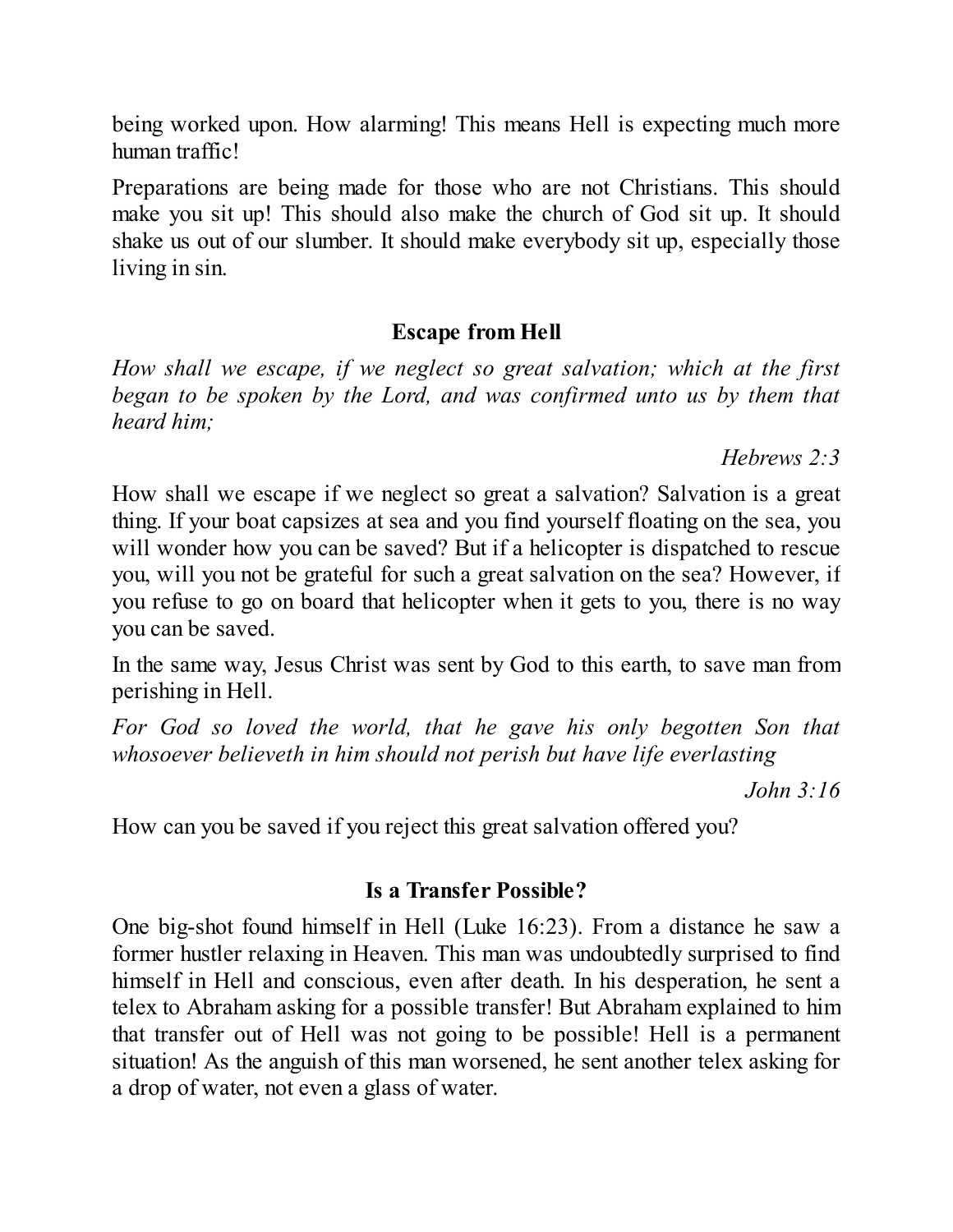being worked upon. How alarming! This means Hell is expecting much more human traffic!

Preparations are being made for those who are not Christians. This should make you sit up! This should also make the church of God sit up. It should shake us out of our slumber. It should make everybody sit up, especially those living in sin.

## Escape from Hell

*How shall we escape, if we neglect so great salvation; which at the first began to be spoken by the Lord, and was confirmed unto us by them that heard him;*

*Hebrews 2:3*

How shall we escape if we neglect so great a salvation? Salvation is a great thing. If your boat capsizes at sea and you find yourself floating on the sea, you will wonder how you can be saved? But if a helicopter is dispatched to rescue you, will you not be grateful for such a great salvation on the sea? However, if you refuse to go on board that helicopter when it gets to you, there is no way you can be saved.

In the same way, Jesus Christ was sent by God to this earth, to save man from perishing in Hell.

*For God so loved the world, that he gave his only begotten Son that whosoever believeth in him should not perish but have life everlasting*

*John 3:16*

How can you be saved if you reject this great salvation offered you?

## Is a Transfer Possible?

One big-shot found himself in Hell (Luke 16:23). From a distance he saw a former hustler relaxing in Heaven. This man was undoubtedly surprised to find himself in Hell and conscious, even after death. In his desperation, he sent a telex to Abraham asking for a possible transfer! But Abraham explained to him that transfer out of Hell was not going to be possible! Hell is a permanent situation! As the anguish of this man worsened, he sent another telex asking for a drop of water, not even a glass of water.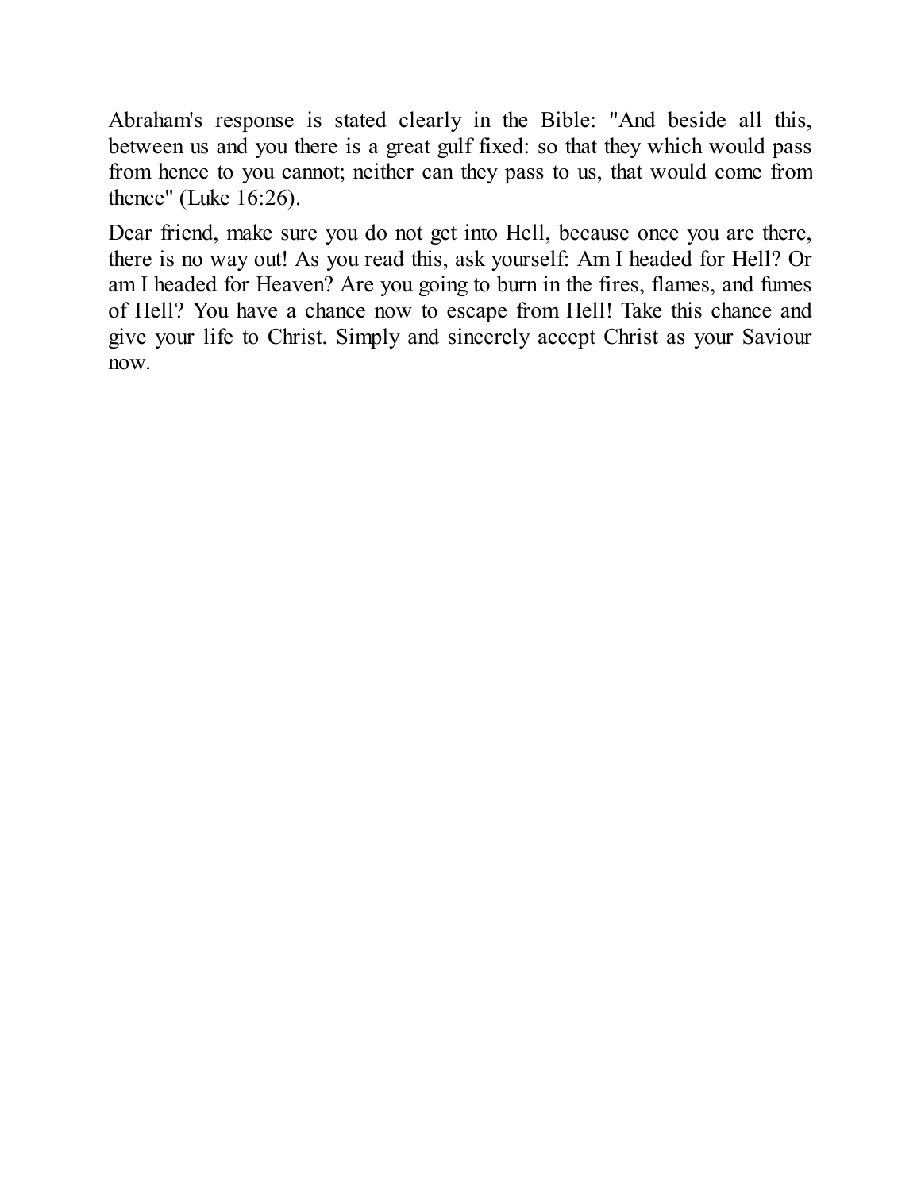Abraham's response is stated clearly in the Bible: "And beside all this, between us and you there is a great gulf fixed: so that they which would pass from hence to you cannot; neither can they pass to us, that would come from thence" (Luke 16:26).

Dear friend, make sure you do not get into Hell, because once you are there, there is no way out! As you read this, ask yourself: Am I headed for Hell? Or am I headed for Heaven? Are you going to burn in the fires, flames, and fumes of Hell? You have a chance now to escape from Hell! Take this chance and give your life to Christ. Simply and sincerely accept Christ as your Saviour now.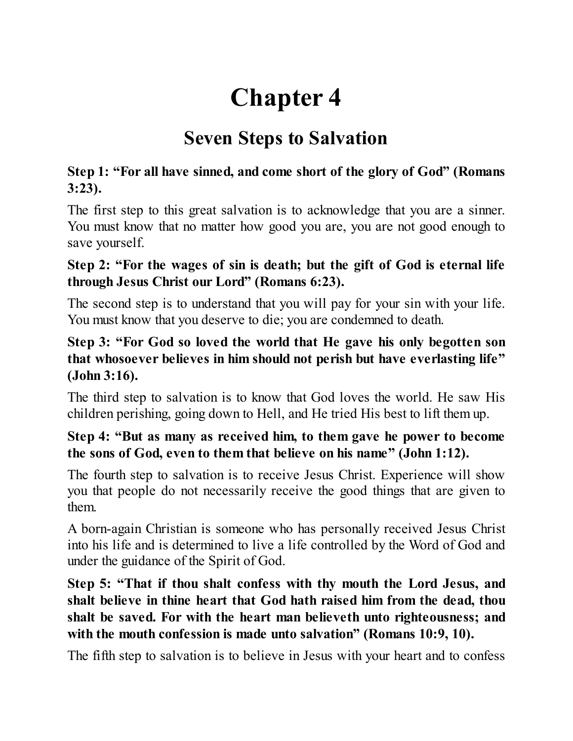# Chapter 4

## Seven Steps to Salvation

**Step 1: "For all have sinned, and come short of the glory of God" (Romans 3:23).**

The first step to this great salvation is to acknowledge that you are a sinner. You must know that no matter how good you are, you are not good enough to save yourself.

**Step 2: "For the wages of sin is death; but the gift of God is eternal life through Jesus Christ our Lord" (Romans 6:23).**

The second step is to understand that you will pay for your sin with your life. You must know that you deserve to die; you are condemned to death.

**Step 3: "For God so loved the world that He gave his only begotten son that whosoever believes in him should not perish but have everlasting life" (John 3:16).**

The third step to salvation is to know that God loves the world. He saw His children perishing, going down to Hell, and He tried His best to lift them up.

**Step 4: "But as many as received him, to them gave he power to become the sons of God, even to them that believe on his name" (John 1:12).**

The fourth step to salvation is to receive Jesus Christ. Experience will show you that people do not necessarily receive the good things that are given to them.

A born-again Christian is someone who has personally received Jesus Christ into his life and is determined to live a life controlled by the Word of God and under the guidance of the Spirit of God.

**Step 5: "That if thou shalt confess with thy mouth the Lord Jesus, and shalt believe in thine heart that God hath raised him from the dead, thou shalt be saved. For with the heart man believeth unto righteousness; and with the mouth confession is made unto salvation" (Romans 10:9, 10).**

The fifth step to salvation is to believe in Jesus with your heart and to confess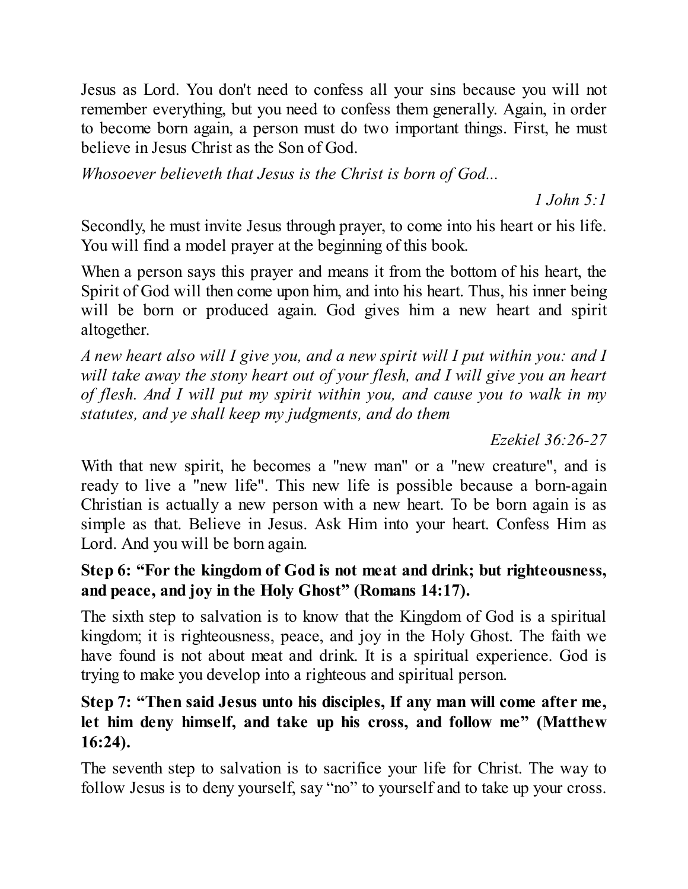Jesus as Lord. You don't need to confess all your sins because you will not remember everything, but you need to confess them generally. Again, in order to become born again, a person must do two important things. First, he must believe in Jesus Christ as the Son of God.

*Whosoever believeth that Jesus is the Christ is born of God...*

*1 John 5:1*

Secondly, he must invite Jesus through prayer, to come into his heart or his life. You will find a model prayer at the beginning of this book.

When a person says this prayer and means it from the bottom of his heart, the Spirit of God will then come upon him, and into his heart. Thus, his inner being will be born or produced again. God gives him a new heart and spirit altogether.

*A new heart also will I give you, and a new spirit will I put within you: and I will take away the stony heart out of your flesh, and I will give you an heart of flesh. And I will put my spirit within you, and cause you to walk in my statutes, and ye shall keep my judgments, and do them*

*Ezekiel 36:26-27*

With that new spirit, he becomes a "new man" or a "new creature", and is ready to live a "new life". This new life is possible because a born-again Christian is actually a new person with a new heart. To be born again is as simple as that. Believe in Jesus. Ask Him into your heart. Confess Him as Lord. And you will be born again.

**Step 6: "For the kingdom of God is not meat and drink; but righteousness, and peace, and joy in the Holy Ghost" (Romans 14:17).**

The sixth step to salvation is to know that the Kingdom of God is a spiritual kingdom; it is righteousness, peace, and joy in the Holy Ghost. The faith we have found is not about meat and drink. It is a spiritual experience. God is trying to make you develop into a righteous and spiritual person.

**Step 7: "Then said Jesus unto his disciples, If any man will come after me, let him deny himself, and take up his cross, and follow me" (Matthew 16:24).**

The seventh step to salvation is to sacrifice your life for Christ. The way to follow Jesus is to deny yourself, say "no" to yourself and to take up your cross.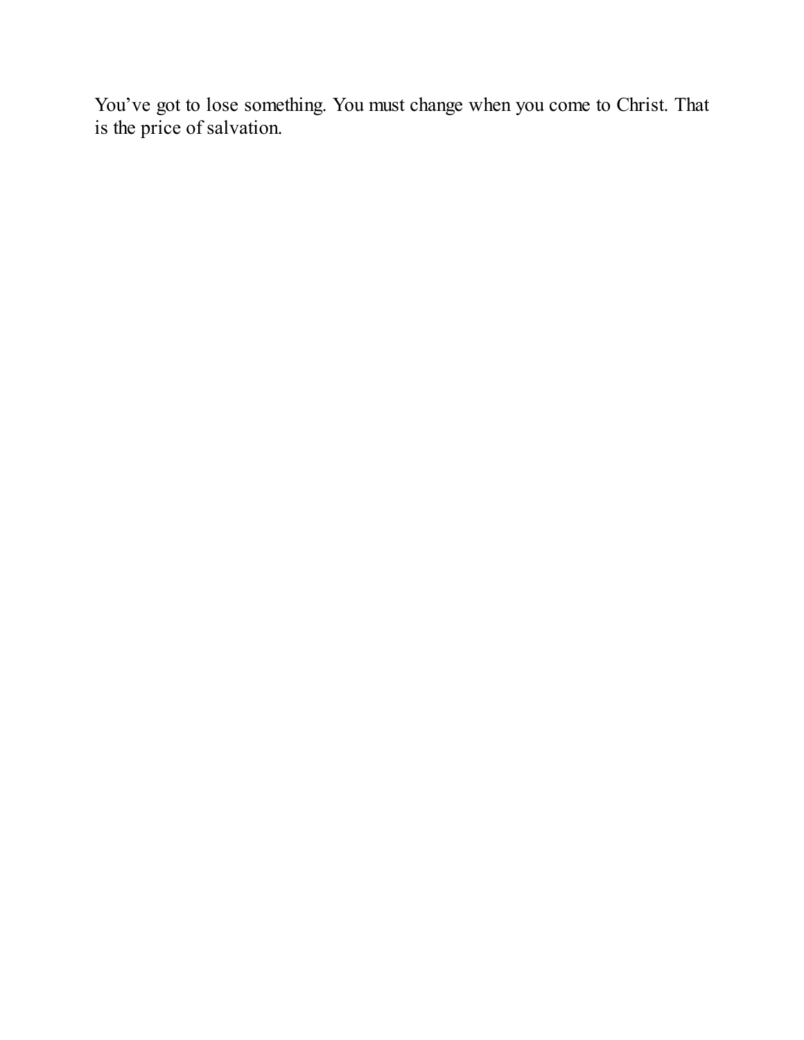You've got to lose something. You must change when you come to Christ. That is the price of salvation.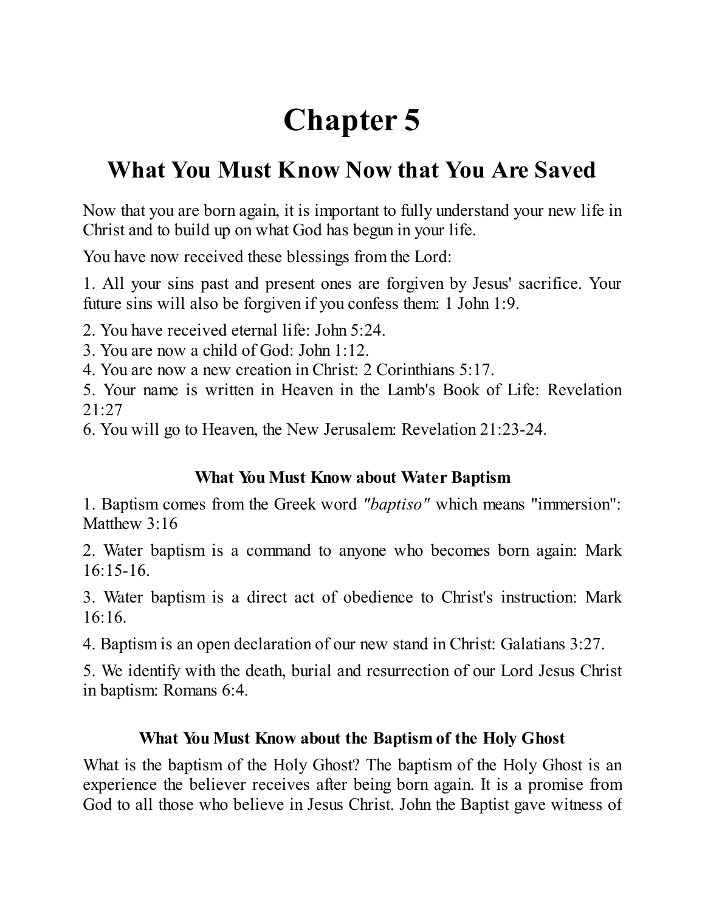# Chapter 5

## What You Must Know Now that You Are Saved

Now that you are born again, it is important to fully understand your new life in Christ and to build up on what God has begun in your life.

You have now received these blessings from the Lord:

1. All your sins past and present ones are forgiven by Jesus' sacrifice. Your future sins will also be forgiven if you confess them: 1 John 1:9.
2. You have received eternal life: John 5:24.
3. You are now a child of God: John 1:12.
4. You are now a new creation in Christ: 2 Corinthians 5:17.
5. Your name is written in Heaven in the Lamb's Book of Life: Revelation 21:27
6. You will go to Heaven, the New Jerusalem: Revelation 21:23-24.

### What You Must Know about Water Baptism

1. Baptism comes from the Greek word *"baptiso"* which means "immersion": Matthew 3:16
2. Water baptism is a command to anyone who becomes born again: Mark 16:15-16.
3. Water baptism is a direct act of obedience to Christ's instruction: Mark 16:16.
4. Baptism is an open declaration of our new stand in Christ: Galatians 3:27.
5. We identify with the death, burial and resurrection of our Lord Jesus Christ in baptism: Romans 6:4.

### What You Must Know about the Baptism of the Holy Ghost

What is the baptism of the Holy Ghost? The baptism of the Holy Ghost is an experience the believer receives after being born again. It is a promise from God to all those who believe in Jesus Christ. John the Baptist gave witness of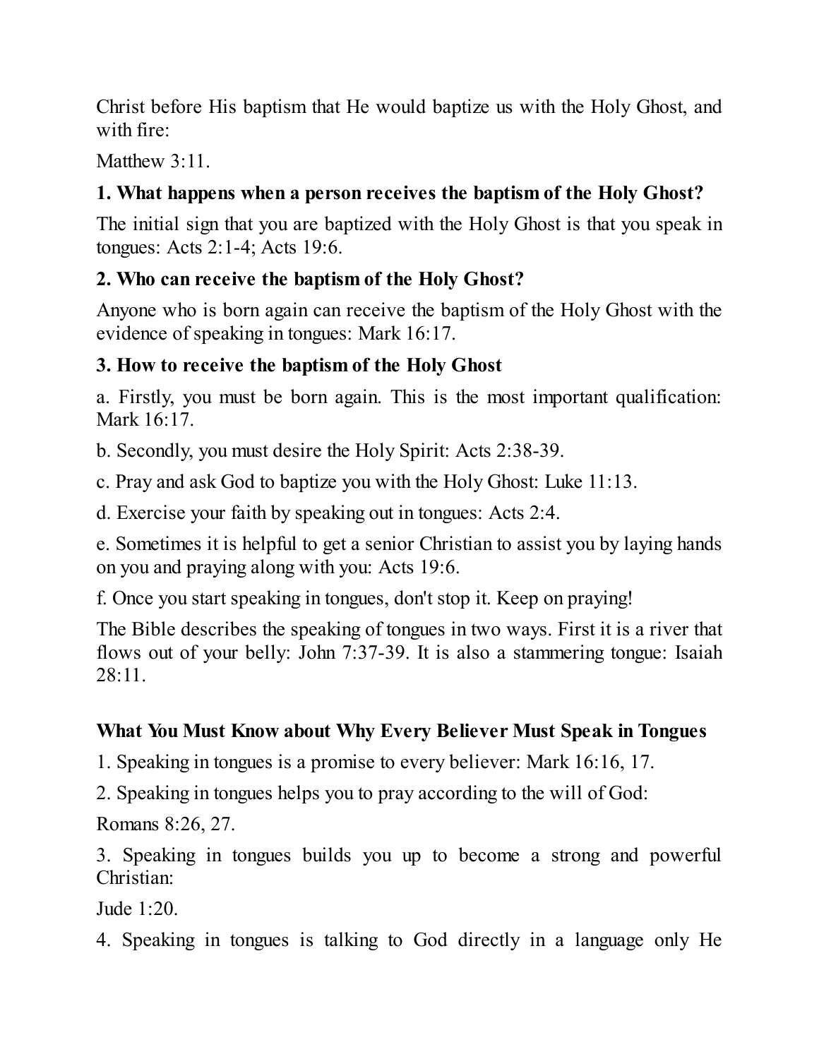Christ before His baptism that He would baptize us with the Holy Ghost, and with fire:

Matthew 3:11.

**1. What happens when a person receives the baptism of the Holy Ghost?**

The initial sign that you are baptized with the Holy Ghost is that you speak in tongues: Acts 2:1-4; Acts 19:6.

**2. Who can receive the baptism of the Holy Ghost?**

Anyone who is born again can receive the baptism of the Holy Ghost with the evidence of speaking in tongues: Mark 16:17.

**3. How to receive the baptism of the Holy Ghost**

a. Firstly, you must be born again. This is the most important qualification: Mark 16:17.

b. Secondly, you must desire the Holy Spirit: Acts 2:38-39.

c. Pray and ask God to baptize you with the Holy Ghost: Luke 11:13.

d. Exercise your faith by speaking out in tongues: Acts 2:4.

e. Sometimes it is helpful to get a senior Christian to assist you by laying hands on you and praying along with you: Acts 19:6.

f. Once you start speaking in tongues, don't stop it. Keep on praying!

The Bible describes the speaking of tongues in two ways. First it is a river that flows out of your belly: John 7:37-39. It is also a stammering tongue: Isaiah 28:11.

**What You Must Know about Why Every Believer Must Speak in Tongues**

1. Speaking in tongues is a promise to every believer: Mark 16:16, 17.

2. Speaking in tongues helps you to pray according to the will of God:

Romans 8:26, 27.

3. Speaking in tongues builds you up to become a strong and powerful Christian:

Jude 1:20.

4. Speaking in tongues is talking to God directly in a language only He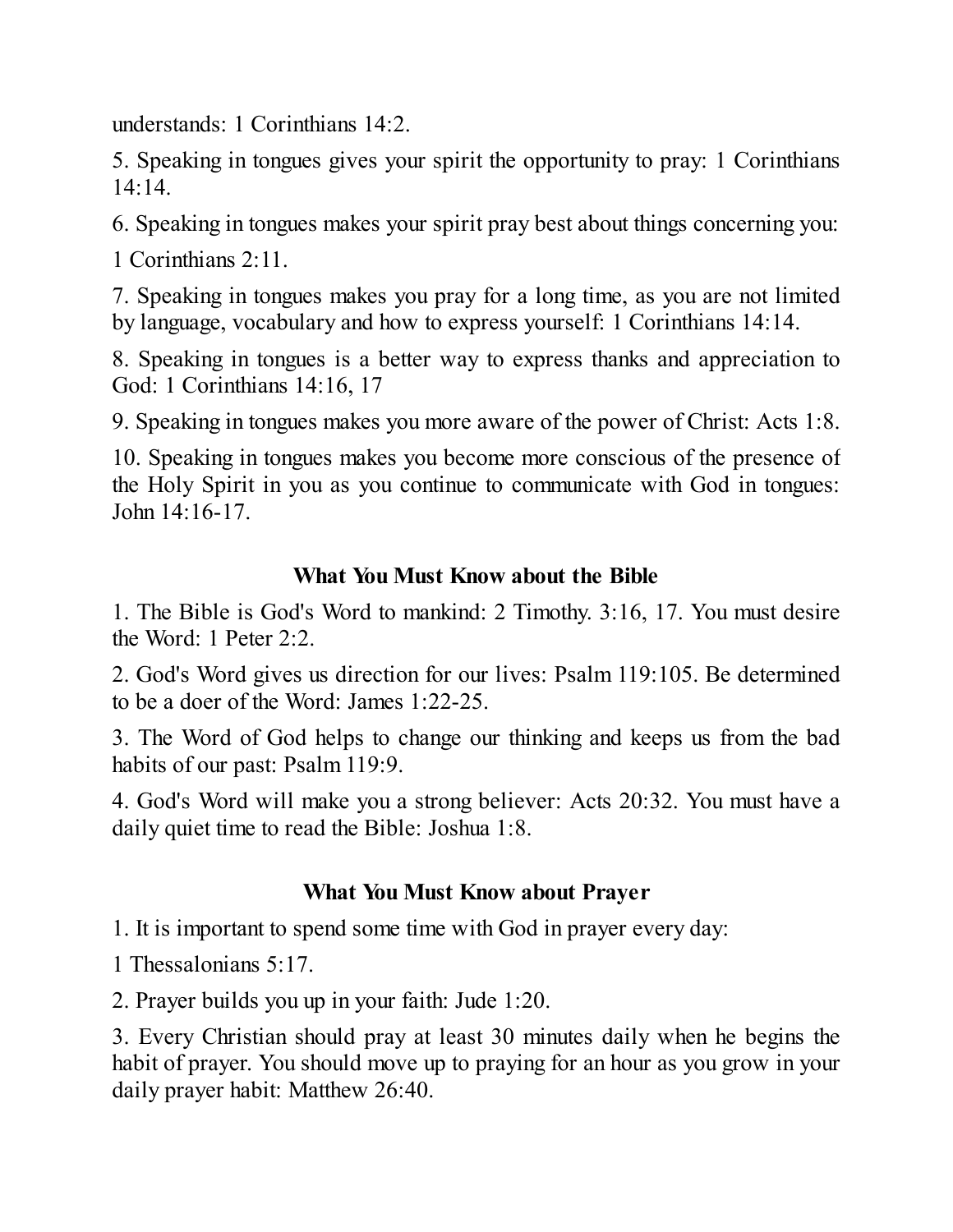understands: 1 Corinthians 14:2.

5. Speaking in tongues gives your spirit the opportunity to pray: 1 Corinthians 14:14.

6. Speaking in tongues makes your spirit pray best about things concerning you: 1 Corinthians 2:11.

7. Speaking in tongues makes you pray for a long time, as you are not limited by language, vocabulary and how to express yourself: 1 Corinthians 14:14.

8. Speaking in tongues is a better way to express thanks and appreciation to God: 1 Corinthians 14:16, 17

9. Speaking in tongues makes you more aware of the power of Christ: Acts 1:8.

10. Speaking in tongues makes you become more conscious of the presence of the Holy Spirit in you as you continue to communicate with God in tongues: John 14:16-17.

## What You Must Know about the Bible

1. The Bible is God's Word to mankind: 2 Timothy. 3:16, 17. You must desire the Word: 1 Peter 2:2.

2. God's Word gives us direction for our lives: Psalm 119:105. Be determined to be a doer of the Word: James 1:22-25.

3. The Word of God helps to change our thinking and keeps us from the bad habits of our past: Psalm 119:9.

4. God's Word will make you a strong believer: Acts 20:32. You must have a daily quiet time to read the Bible: Joshua 1:8.

## What You Must Know about Prayer

1. It is important to spend some time with God in prayer every day: 1 Thessalonians 5:17.

2. Prayer builds you up in your faith: Jude 1:20.

3. Every Christian should pray at least 30 minutes daily when he begins the habit of prayer. You should move up to praying for an hour as you grow in your daily prayer habit: Matthew 26:40.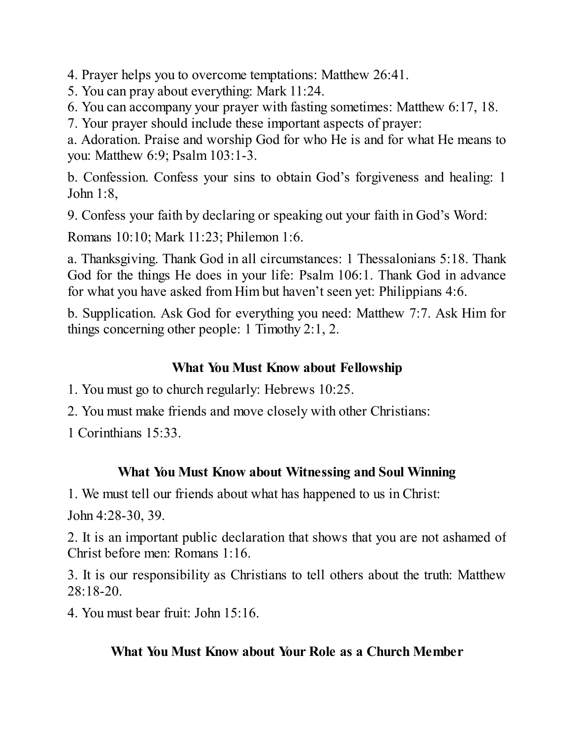4. Prayer helps you to overcome temptations: Matthew 26:41.
5. You can pray about everything: Mark 11:24.
6. You can accompany your prayer with fasting sometimes: Matthew 6:17, 18.
7. Your prayer should include these important aspects of prayer:

a. Adoration. Praise and worship God for who He is and for what He means to you: Matthew 6:9; Psalm 103:1-3.

b. Confession. Confess your sins to obtain God's forgiveness and healing: 1 John 1:8,

9. Confess your faith by declaring or speaking out your faith in God's Word:

Romans 10:10; Mark 11:23; Philemon 1:6.

a. Thanksgiving. Thank God in all circumstances: 1 Thessalonians 5:18. Thank God for the things He does in your life: Psalm 106:1. Thank God in advance for what you have asked from Him but haven't seen yet: Philippians 4:6.

b. Supplication. Ask God for everything you need: Matthew 7:7. Ask Him for things concerning other people: 1 Timothy 2:1, 2.

### What You Must Know about Fellowship

1. You must go to church regularly: Hebrews 10:25.
2. You must make friends and move closely with other Christians:

1 Corinthians 15:33.

### What You Must Know about Witnessing and Soul Winning

1. We must tell our friends about what has happened to us in Christ:

John 4:28-30, 39.

2. It is an important public declaration that shows that you are not ashamed of Christ before men: Romans 1:16.
3. It is our responsibility as Christians to tell others about the truth: Matthew 28:18-20.
4. You must bear fruit: John 15:16.

### What You Must Know about Your Role as a Church Member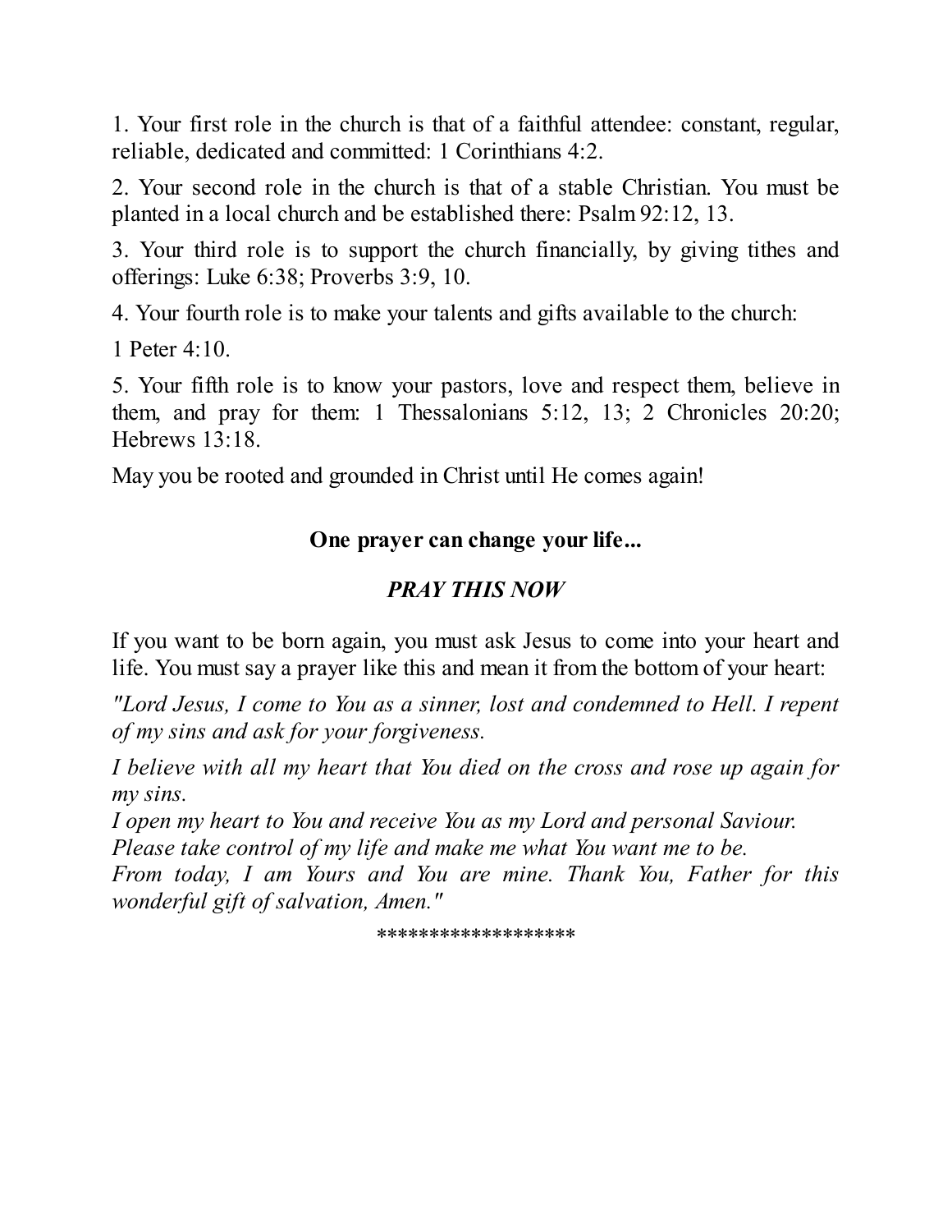1. Your first role in the church is that of a faithful attendee: constant, regular, reliable, dedicated and committed: 1 Corinthians 4:2.

2. Your second role in the church is that of a stable Christian. You must be planted in a local church and be established there: Psalm 92:12, 13.

3. Your third role is to support the church financially, by giving tithes and offerings: Luke 6:38; Proverbs 3:9, 10.

4. Your fourth role is to make your talents and gifts available to the church:

1 Peter 4:10.

5. Your fifth role is to know your pastors, love and respect them, believe in them, and pray for them: 1 Thessalonians 5:12, 13; 2 Chronicles 20:20; Hebrews 13:18.

May you be rooted and grounded in Christ until He comes again!

**One prayer can change your life...**

***PRAY THIS NOW***

If you want to be born again, you must ask Jesus to come into your heart and life. You must say a prayer like this and mean it from the bottom of your heart:

*"Lord Jesus, I come to You as a sinner, lost and condemned to Hell. I repent of my sins and ask for your forgiveness.*

*I believe with all my heart that You died on the cross and rose up again for my sins.*
*I open my heart to You and receive You as my Lord and personal Saviour.*
*Please take control of my life and make me what You want me to be.*
*From today, I am Yours and You are mine. Thank You, Father for this wonderful gift of salvation, Amen."*

******************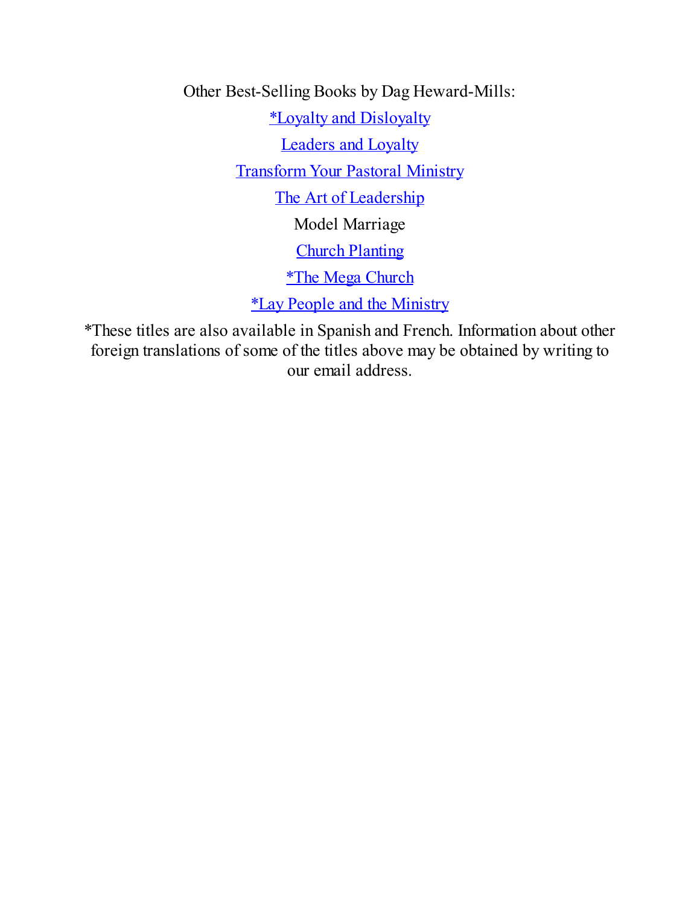Other Best-Selling Books by Dag Heward-Mills:

*Loyalty and Disloyalty

Leaders and Loyalty

Transform Your Pastoral Ministry

The Art of Leadership

Model Marriage

Church Planting

*The Mega Church

*Lay People and the Ministry

*These titles are also available in Spanish and French. Information about other foreign translations of some of the titles above may be obtained by writing to our email address.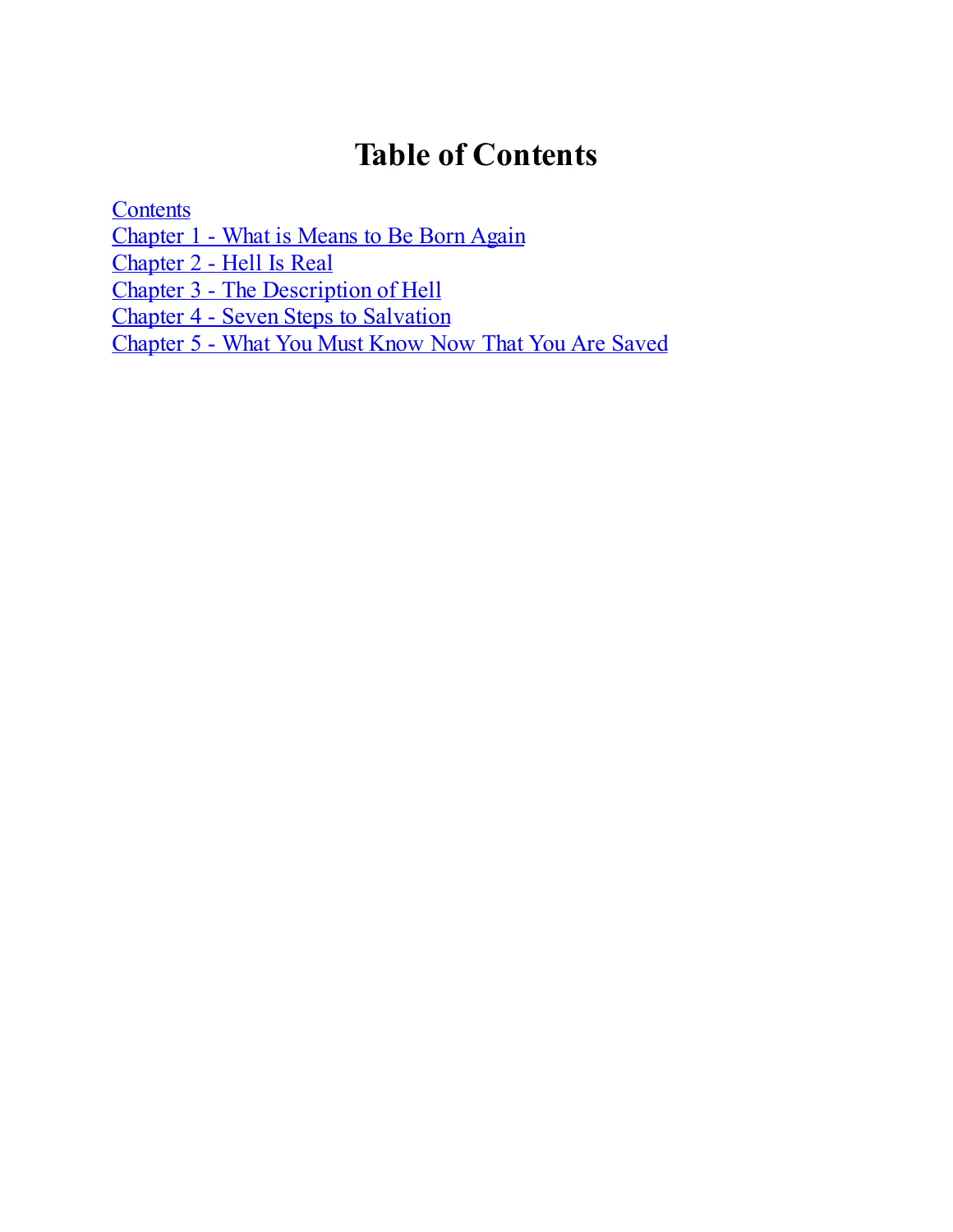# Table of Contents

Contents
Chapter 1 - What is Means to Be Born Again
Chapter 2 - Hell Is Real
Chapter 3 - The Description of Hell
Chapter 4 - Seven Steps to Salvation
Chapter 5 - What You Must Know Now That You Are Saved